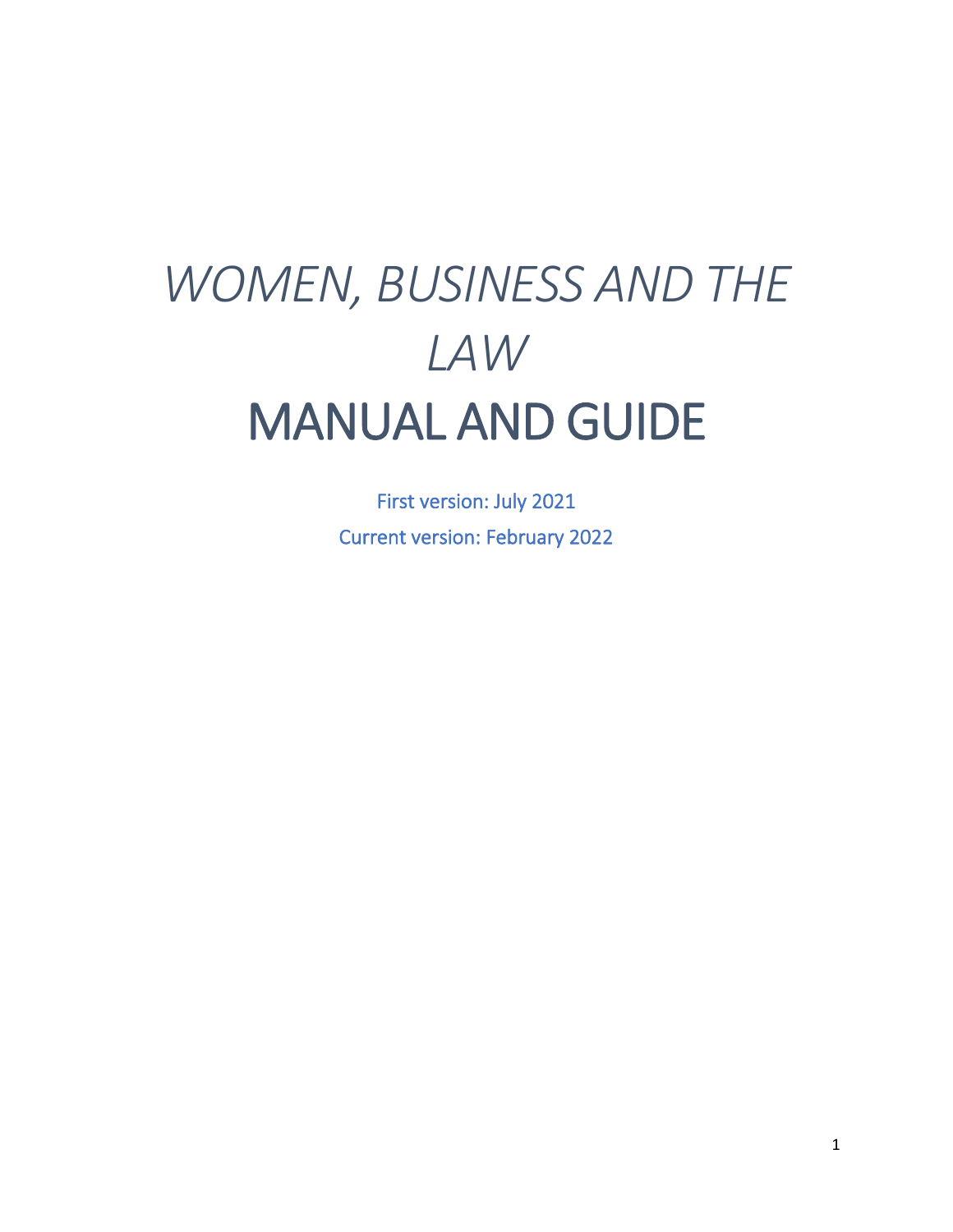# *WOMEN, BUSINESS AND THE LAW*
# MANUAL AND GUIDE

First version: July 2021

Current version: February 2022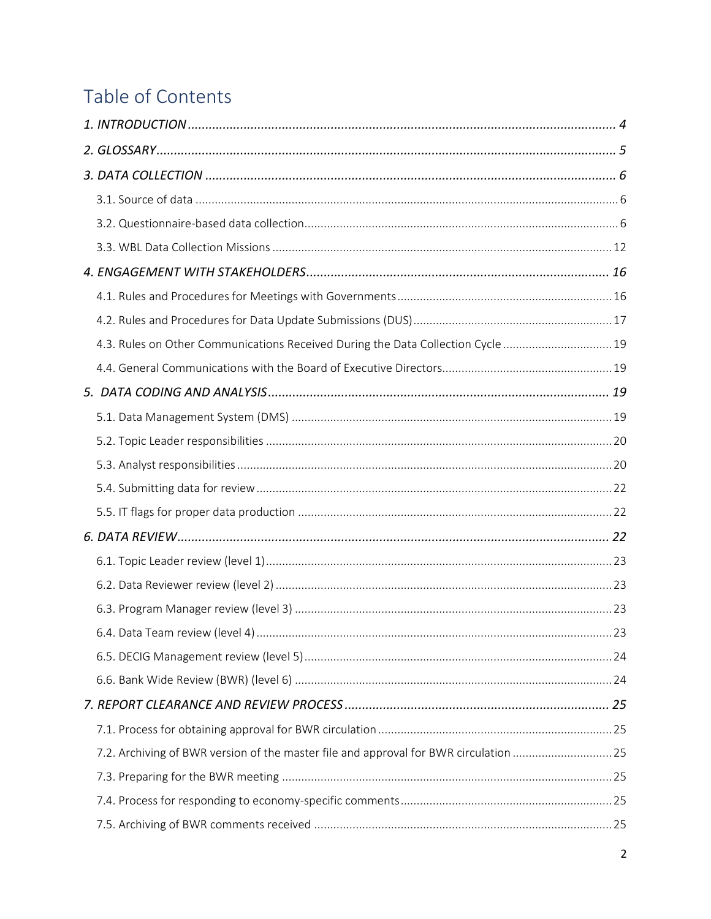# Table of Contents

*1. INTRODUCTION* ..... 4

*2. GLOSSARY* ..... 5

*3. DATA COLLECTION* ..... 6

- 3.1. Source of data ..... 6
- 3.2. Questionnaire-based data collection ..... 6
- 3.3. WBL Data Collection Missions ..... 12

*4. ENGAGEMENT WITH STAKEHOLDERS* ..... 16

- 4.1. Rules and Procedures for Meetings with Governments ..... 16
- 4.2. Rules and Procedures for Data Update Submissions (DUS) ..... 17
- 4.3. Rules on Other Communications Received During the Data Collection Cycle ..... 19
- 4.4. General Communications with the Board of Executive Directors ..... 19

*5. DATA CODING AND ANALYSIS* ..... 19

- 5.1. Data Management System (DMS) ..... 19
- 5.2. Topic Leader responsibilities ..... 20
- 5.3. Analyst responsibilities ..... 20
- 5.4. Submitting data for review ..... 22
- 5.5. IT flags for proper data production ..... 22

*6. DATA REVIEW* ..... 22

- 6.1. Topic Leader review (level 1) ..... 23
- 6.2. Data Reviewer review (level 2) ..... 23
- 6.3. Program Manager review (level 3) ..... 23
- 6.4. Data Team review (level 4) ..... 23
- 6.5. DECIG Management review (level 5) ..... 24
- 6.6. Bank Wide Review (BWR) (level 6) ..... 24

*7. REPORT CLEARANCE AND REVIEW PROCESS* ..... 25

- 7.1. Process for obtaining approval for BWR circulation ..... 25
- 7.2. Archiving of BWR version of the master file and approval for BWR circulation ..... 25
- 7.3. Preparing for the BWR meeting ..... 25
- 7.4. Process for responding to economy-specific comments ..... 25
- 7.5. Archiving of BWR comments received ..... 25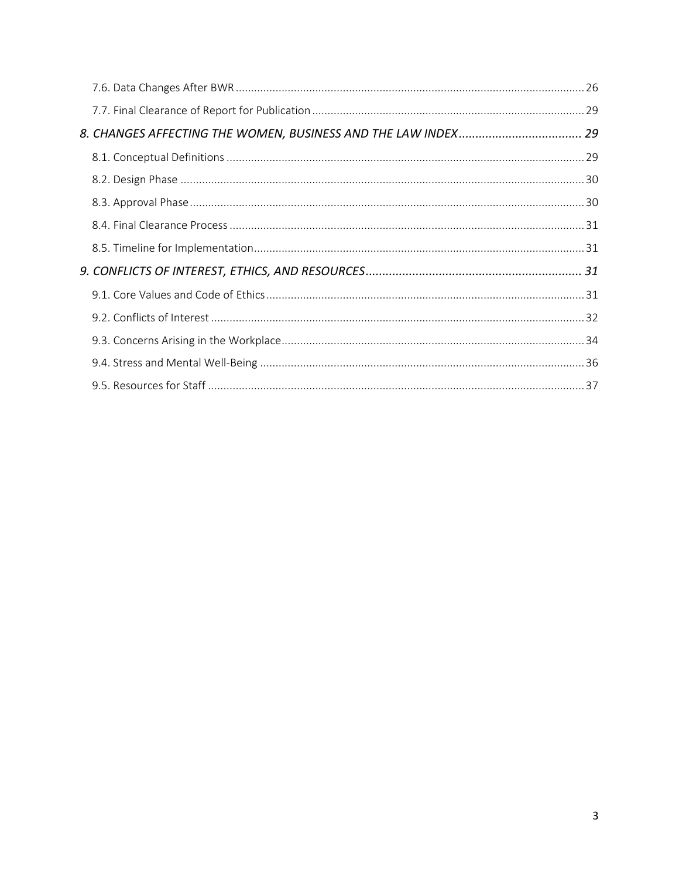7.6. Data Changes After BWR ..... 26

7.7. Final Clearance of Report for Publication ..... 29

*8. CHANGES AFFECTING THE WOMEN, BUSINESS AND THE LAW INDEX ..... 29*

8.1. Conceptual Definitions ..... 29

8.2. Design Phase ..... 30

8.3. Approval Phase ..... 30

8.4. Final Clearance Process ..... 31

8.5. Timeline for Implementation ..... 31

*9. CONFLICTS OF INTEREST, ETHICS, AND RESOURCES ..... 31*

9.1. Core Values and Code of Ethics ..... 31

9.2. Conflicts of Interest ..... 32

9.3. Concerns Arising in the Workplace ..... 34

9.4. Stress and Mental Well-Being ..... 36

9.5. Resources for Staff ..... 37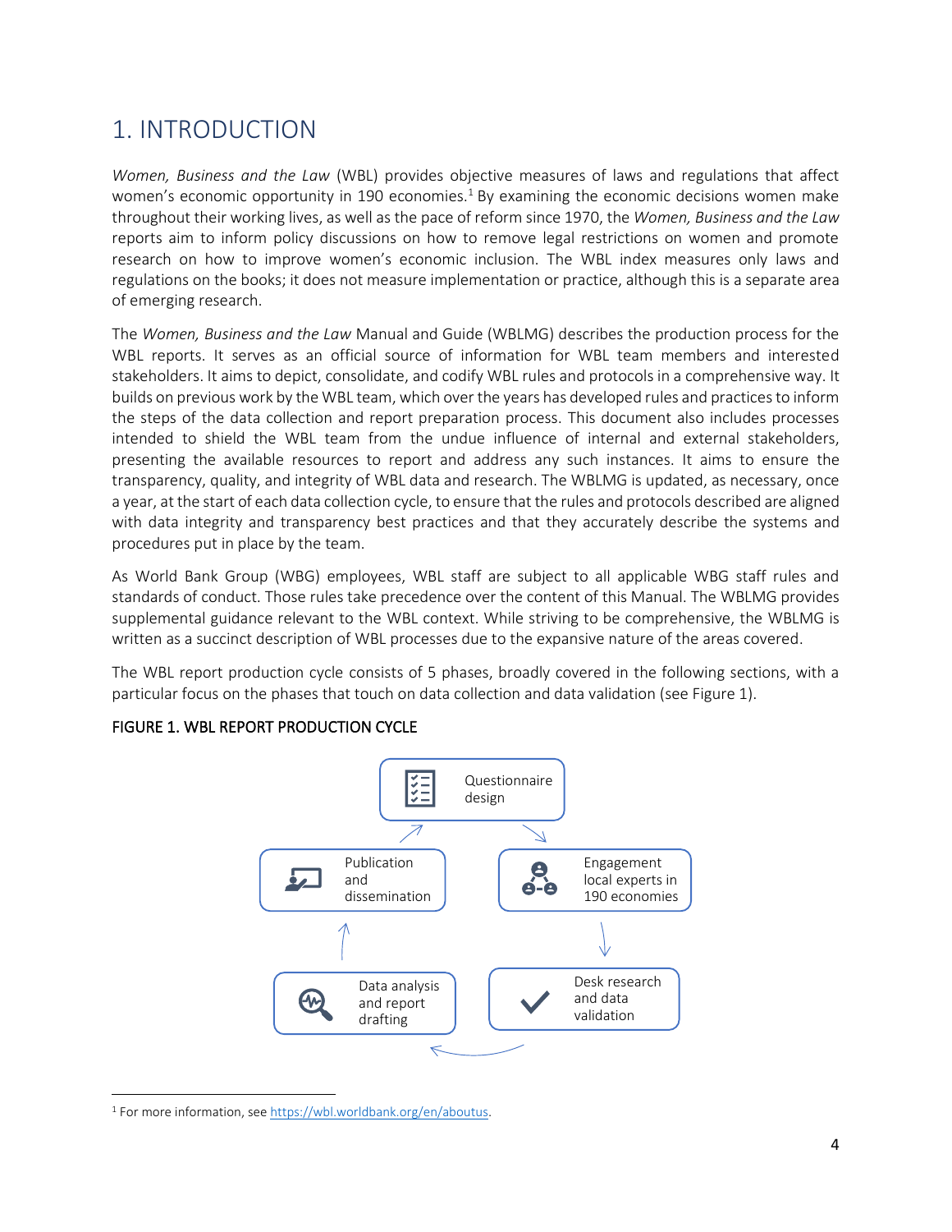# 1. INTRODUCTION

*Women, Business and the Law* (WBL) provides objective measures of laws and regulations that affect women's economic opportunity in 190 economies.[1] By examining the economic decisions women make throughout their working lives, as well as the pace of reform since 1970, the *Women, Business and the Law* reports aim to inform policy discussions on how to remove legal restrictions on women and promote research on how to improve women's economic inclusion. The WBL index measures only laws and regulations on the books; it does not measure implementation or practice, although this is a separate area of emerging research.

The *Women, Business and the Law* Manual and Guide (WBLMG) describes the production process for the WBL reports. It serves as an official source of information for WBL team members and interested stakeholders. It aims to depict, consolidate, and codify WBL rules and protocols in a comprehensive way. It builds on previous work by the WBL team, which over the years has developed rules and practices to inform the steps of the data collection and report preparation process. This document also includes processes intended to shield the WBL team from the undue influence of internal and external stakeholders, presenting the available resources to report and address any such instances. It aims to ensure the transparency, quality, and integrity of WBL data and research. The WBLMG is updated, as necessary, once a year, at the start of each data collection cycle, to ensure that the rules and protocols described are aligned with data integrity and transparency best practices and that they accurately describe the systems and procedures put in place by the team.

As World Bank Group (WBG) employees, WBL staff are subject to all applicable WBG staff rules and standards of conduct. Those rules take precedence over the content of this Manual. The WBLMG provides supplemental guidance relevant to the WBL context. While striving to be comprehensive, the WBLMG is written as a succinct description of WBL processes due to the expansive nature of the areas covered.

The WBL report production cycle consists of 5 phases, broadly covered in the following sections, with a particular focus on the phases that touch on data collection and data validation (see Figure 1).

**FIGURE 1. WBL REPORT PRODUCTION CYCLE**

Questionnaire design → Engagement local experts in 190 economies → Desk research and data validation → Data analysis and report drafting → Publication and dissemination → Questionnaire design

[1] For more information, see https://wbl.worldbank.org/en/aboutus.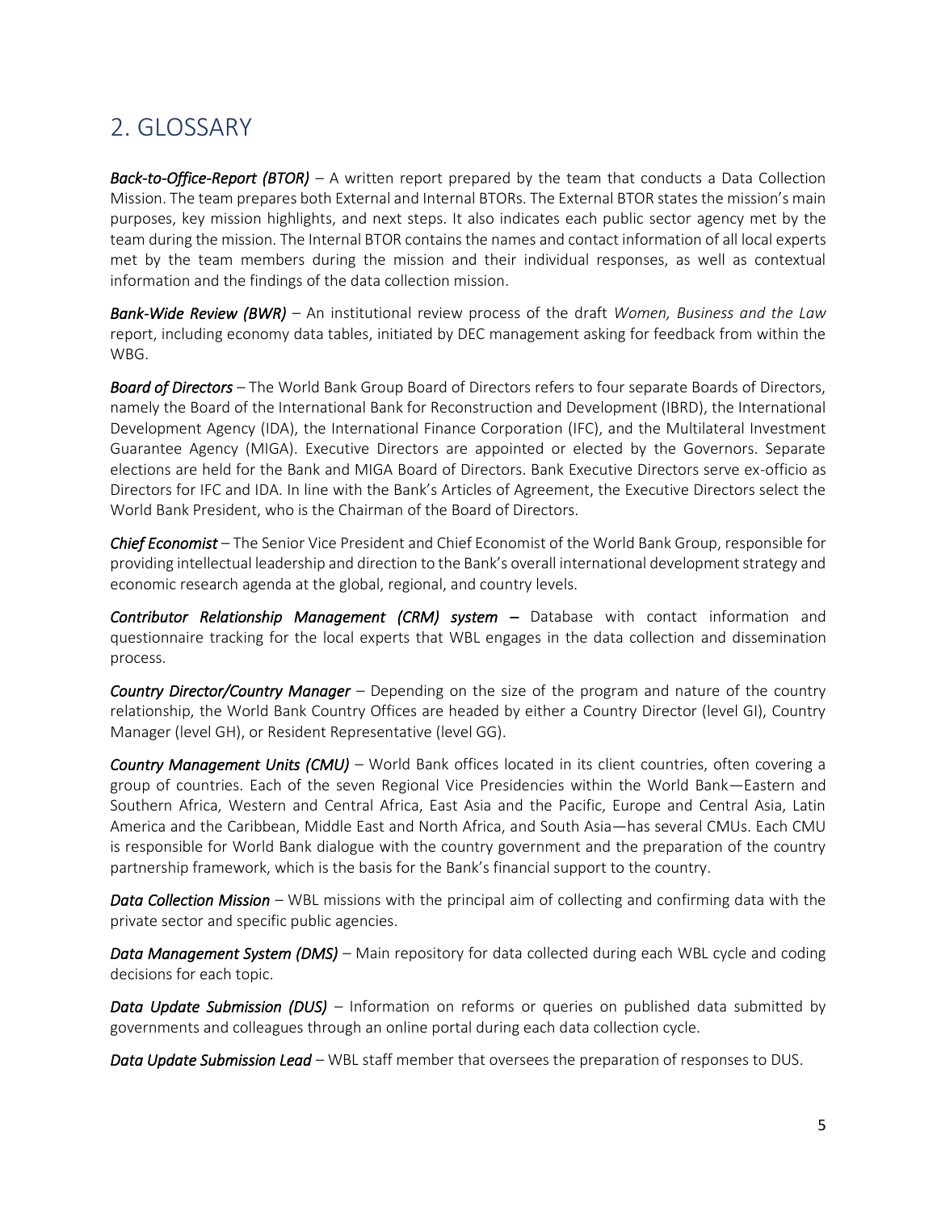## 2. GLOSSARY

***Back-to-Office-Report (BTOR)*** – A written report prepared by the team that conducts a Data Collection Mission. The team prepares both External and Internal BTORs. The External BTOR states the mission's main purposes, key mission highlights, and next steps. It also indicates each public sector agency met by the team during the mission. The Internal BTOR contains the names and contact information of all local experts met by the team members during the mission and their individual responses, as well as contextual information and the findings of the data collection mission.

***Bank-Wide Review (BWR)*** – An institutional review process of the draft *Women, Business and the Law* report, including economy data tables, initiated by DEC management asking for feedback from within the WBG.

***Board of Directors*** – The World Bank Group Board of Directors refers to four separate Boards of Directors, namely the Board of the International Bank for Reconstruction and Development (IBRD), the International Development Agency (IDA), the International Finance Corporation (IFC), and the Multilateral Investment Guarantee Agency (MIGA). Executive Directors are appointed or elected by the Governors. Separate elections are held for the Bank and MIGA Board of Directors. Bank Executive Directors serve ex-officio as Directors for IFC and IDA. In line with the Bank's Articles of Agreement, the Executive Directors select the World Bank President, who is the Chairman of the Board of Directors.

***Chief Economist*** – The Senior Vice President and Chief Economist of the World Bank Group, responsible for providing intellectual leadership and direction to the Bank's overall international development strategy and economic research agenda at the global, regional, and country levels.

***Contributor Relationship Management (CRM) system*** – Database with contact information and questionnaire tracking for the local experts that WBL engages in the data collection and dissemination process.

***Country Director/Country Manager*** – Depending on the size of the program and nature of the country relationship, the World Bank Country Offices are headed by either a Country Director (level GI), Country Manager (level GH), or Resident Representative (level GG).

***Country Management Units (CMU)*** – World Bank offices located in its client countries, often covering a group of countries. Each of the seven Regional Vice Presidencies within the World Bank—Eastern and Southern Africa, Western and Central Africa, East Asia and the Pacific, Europe and Central Asia, Latin America and the Caribbean, Middle East and North Africa, and South Asia—has several CMUs. Each CMU is responsible for World Bank dialogue with the country government and the preparation of the country partnership framework, which is the basis for the Bank's financial support to the country.

***Data Collection Mission*** – WBL missions with the principal aim of collecting and confirming data with the private sector and specific public agencies.

***Data Management System (DMS)*** – Main repository for data collected during each WBL cycle and coding decisions for each topic.

***Data Update Submission (DUS)*** – Information on reforms or queries on published data submitted by governments and colleagues through an online portal during each data collection cycle.

***Data Update Submission Lead*** – WBL staff member that oversees the preparation of responses to DUS.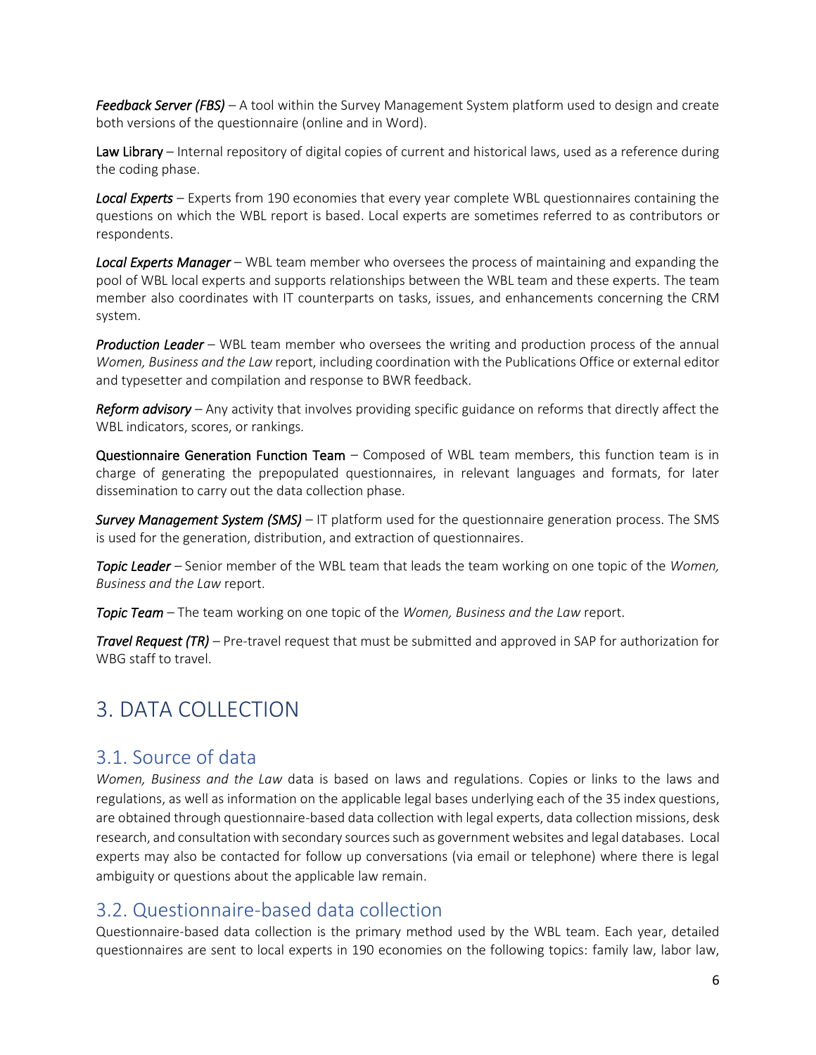***Feedback Server (FBS)*** – A tool within the Survey Management System platform used to design and create both versions of the questionnaire (online and in Word).

**Law Library** – Internal repository of digital copies of current and historical laws, used as a reference during the coding phase.

***Local Experts*** – Experts from 190 economies that every year complete WBL questionnaires containing the questions on which the WBL report is based. Local experts are sometimes referred to as contributors or respondents.

***Local Experts Manager*** – WBL team member who oversees the process of maintaining and expanding the pool of WBL local experts and supports relationships between the WBL team and these experts. The team member also coordinates with IT counterparts on tasks, issues, and enhancements concerning the CRM system.

***Production Leader*** – WBL team member who oversees the writing and production process of the annual *Women, Business and the Law* report, including coordination with the Publications Office or external editor and typesetter and compilation and response to BWR feedback.

***Reform advisory*** – Any activity that involves providing specific guidance on reforms that directly affect the WBL indicators, scores, or rankings.

**Questionnaire Generation Function Team** – Composed of WBL team members, this function team is in charge of generating the prepopulated questionnaires, in relevant languages and formats, for later dissemination to carry out the data collection phase.

***Survey Management System (SMS)*** – IT platform used for the questionnaire generation process. The SMS is used for the generation, distribution, and extraction of questionnaires.

***Topic Leader*** – Senior member of the WBL team that leads the team working on one topic of the *Women, Business and the Law* report.

***Topic Team*** – The team working on one topic of the *Women, Business and the Law* report.

***Travel Request (TR)*** – Pre-travel request that must be submitted and approved in SAP for authorization for WBG staff to travel.

# 3. DATA COLLECTION

## 3.1. Source of data

*Women, Business and the Law* data is based on laws and regulations. Copies or links to the laws and regulations, as well as information on the applicable legal bases underlying each of the 35 index questions, are obtained through questionnaire-based data collection with legal experts, data collection missions, desk research, and consultation with secondary sources such as government websites and legal databases. Local experts may also be contacted for follow up conversations (via email or telephone) where there is legal ambiguity or questions about the applicable law remain.

## 3.2. Questionnaire-based data collection

Questionnaire-based data collection is the primary method used by the WBL team. Each year, detailed questionnaires are sent to local experts in 190 economies on the following topics: family law, labor law,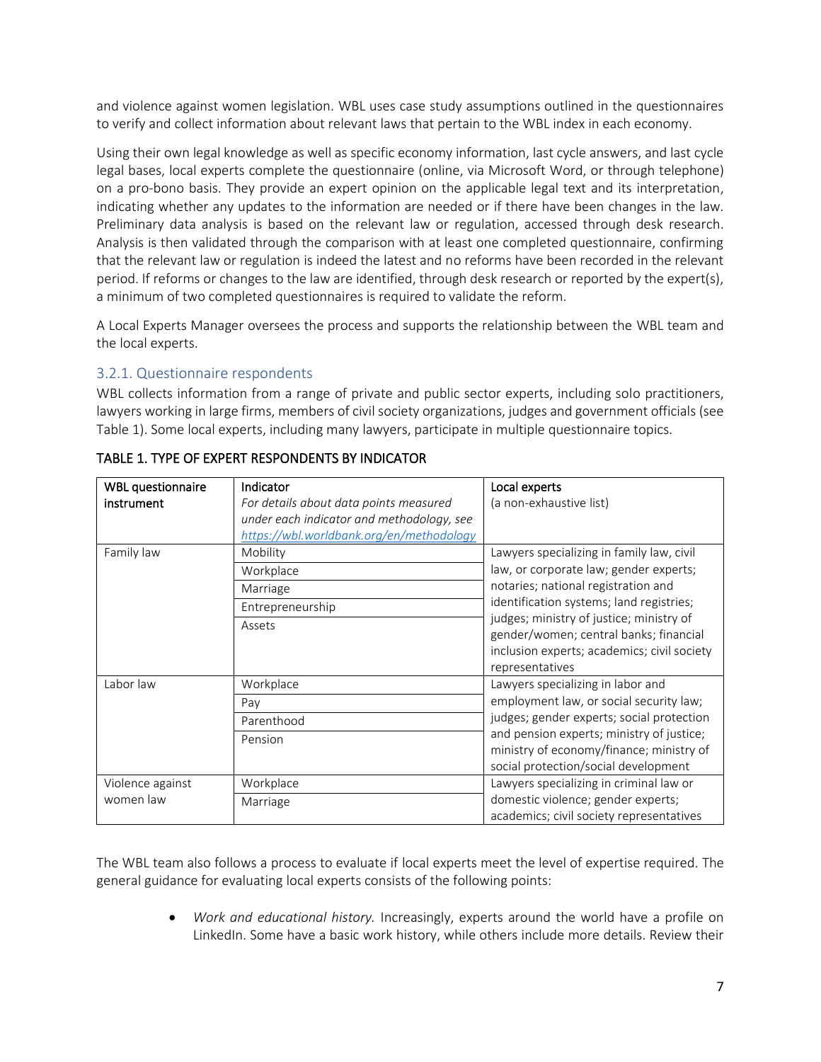and violence against women legislation. WBL uses case study assumptions outlined in the questionnaires to verify and collect information about relevant laws that pertain to the WBL index in each economy.

Using their own legal knowledge as well as specific economy information, last cycle answers, and last cycle legal bases, local experts complete the questionnaire (online, via Microsoft Word, or through telephone) on a pro-bono basis. They provide an expert opinion on the applicable legal text and its interpretation, indicating whether any updates to the information are needed or if there have been changes in the law. Preliminary data analysis is based on the relevant law or regulation, accessed through desk research. Analysis is then validated through the comparison with at least one completed questionnaire, confirming that the relevant law or regulation is indeed the latest and no reforms have been recorded in the relevant period. If reforms or changes to the law are identified, through desk research or reported by the expert(s), a minimum of two completed questionnaires is required to validate the reform.

A Local Experts Manager oversees the process and supports the relationship between the WBL team and the local experts.

### 3.2.1. Questionnaire respondents

WBL collects information from a range of private and public sector experts, including solo practitioners, lawyers working in large firms, members of civil society organizations, judges and government officials (see Table 1). Some local experts, including many lawyers, participate in multiple questionnaire topics.

TABLE 1. TYPE OF EXPERT RESPONDENTS BY INDICATOR

| WBL questionnaire instrument | Indicator<br>*For details about data points measured under each indicator and methodology, see https://wbl.worldbank.org/en/methodology* | Local experts<br>(a non-exhaustive list) |
|---|---|---|
| Family law | Mobility | Lawyers specializing in family law, civil law, or corporate law; gender experts; notaries; national registration and identification systems; land registries; judges; ministry of justice; ministry of gender/women; central banks; financial inclusion experts; academics; civil society representatives |
| | Workplace | |
| | Marriage | |
| | Entrepreneurship | |
| | Assets | |
| Labor law | Workplace | Lawyers specializing in labor and employment law, or social security law; judges; gender experts; social protection and pension experts; ministry of justice; ministry of economy/finance; ministry of social protection/social development |
| | Pay | |
| | Parenthood | |
| | Pension | |
| Violence against women law | Workplace | Lawyers specializing in criminal law or domestic violence; gender experts; academics; civil society representatives |
| | Marriage | |

The WBL team also follows a process to evaluate if local experts meet the level of expertise required. The general guidance for evaluating local experts consists of the following points:

- *Work and educational history.* Increasingly, experts around the world have a profile on LinkedIn. Some have a basic work history, while others include more details. Review their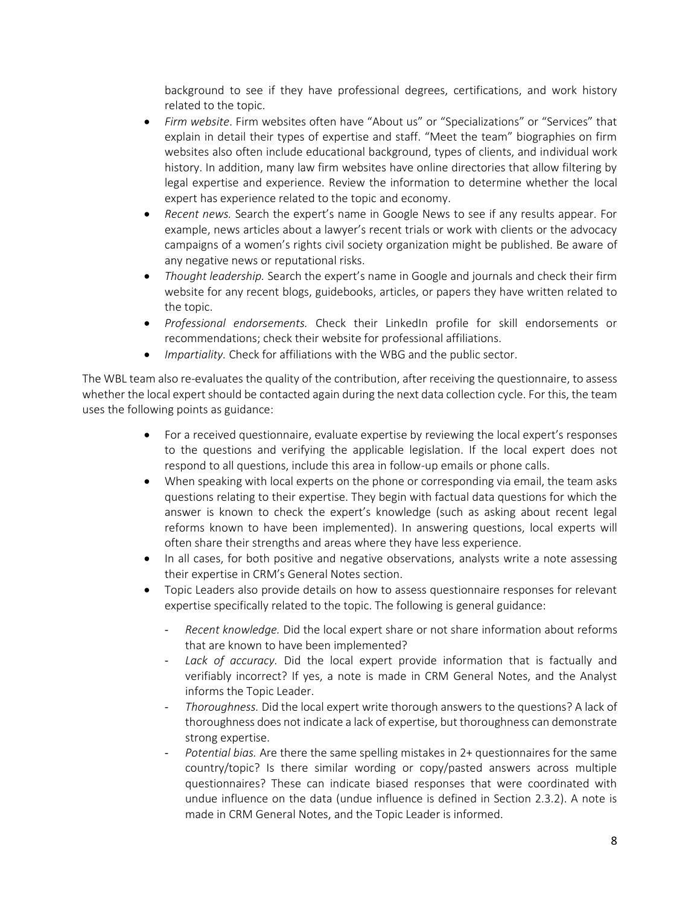background to see if they have professional degrees, certifications, and work history related to the topic.

- *Firm website*. Firm websites often have "About us" or "Specializations" or "Services" that explain in detail their types of expertise and staff. "Meet the team" biographies on firm websites also often include educational background, types of clients, and individual work history. In addition, many law firm websites have online directories that allow filtering by legal expertise and experience. Review the information to determine whether the local expert has experience related to the topic and economy.
- *Recent news.* Search the expert's name in Google News to see if any results appear. For example, news articles about a lawyer's recent trials or work with clients or the advocacy campaigns of a women's rights civil society organization might be published. Be aware of any negative news or reputational risks.
- *Thought leadership.* Search the expert's name in Google and journals and check their firm website for any recent blogs, guidebooks, articles, or papers they have written related to the topic.
- *Professional endorsements.* Check their LinkedIn profile for skill endorsements or recommendations; check their website for professional affiliations.
- *Impartiality.* Check for affiliations with the WBG and the public sector.

The WBL team also re-evaluates the quality of the contribution, after receiving the questionnaire, to assess whether the local expert should be contacted again during the next data collection cycle. For this, the team uses the following points as guidance:

- For a received questionnaire, evaluate expertise by reviewing the local expert's responses to the questions and verifying the applicable legislation. If the local expert does not respond to all questions, include this area in follow-up emails or phone calls.
- When speaking with local experts on the phone or corresponding via email, the team asks questions relating to their expertise. They begin with factual data questions for which the answer is known to check the expert's knowledge (such as asking about recent legal reforms known to have been implemented). In answering questions, local experts will often share their strengths and areas where they have less experience.
- In all cases, for both positive and negative observations, analysts write a note assessing their expertise in CRM's General Notes section.
- Topic Leaders also provide details on how to assess questionnaire responses for relevant expertise specifically related to the topic. The following is general guidance:
  - *Recent knowledge.* Did the local expert share or not share information about reforms that are known to have been implemented?
  - *Lack of accuracy.* Did the local expert provide information that is factually and verifiably incorrect? If yes, a note is made in CRM General Notes, and the Analyst informs the Topic Leader.
  - *Thoroughness.* Did the local expert write thorough answers to the questions? A lack of thoroughness does not indicate a lack of expertise, but thoroughness can demonstrate strong expertise.
  - *Potential bias.* Are there the same spelling mistakes in 2+ questionnaires for the same country/topic? Is there similar wording or copy/pasted answers across multiple questionnaires? These can indicate biased responses that were coordinated with undue influence on the data (undue influence is defined in Section 2.3.2). A note is made in CRM General Notes, and the Topic Leader is informed.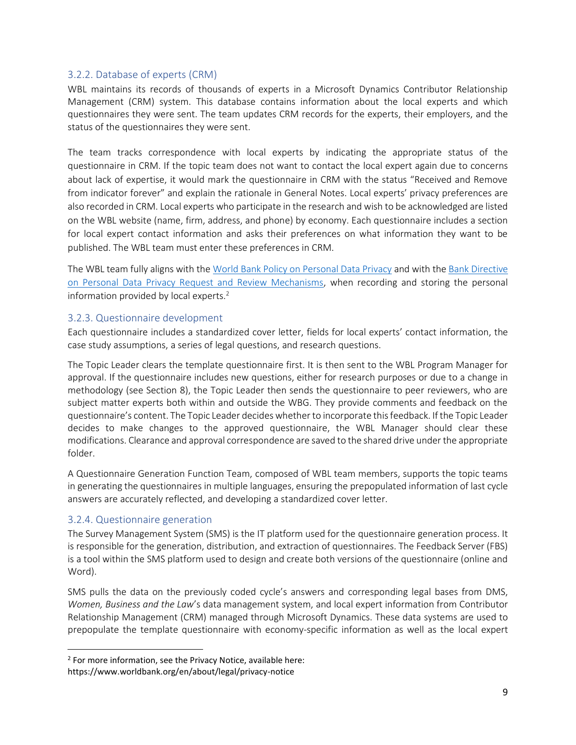### 3.2.2. Database of experts (CRM)

WBL maintains its records of thousands of experts in a Microsoft Dynamics Contributor Relationship Management (CRM) system. This database contains information about the local experts and which questionnaires they were sent. The team updates CRM records for the experts, their employers, and the status of the questionnaires they were sent.

The team tracks correspondence with local experts by indicating the appropriate status of the questionnaire in CRM. If the topic team does not want to contact the local expert again due to concerns about lack of expertise, it would mark the questionnaire in CRM with the status "Received and Remove from indicator forever" and explain the rationale in General Notes. Local experts' privacy preferences are also recorded in CRM. Local experts who participate in the research and wish to be acknowledged are listed on the WBL website (name, firm, address, and phone) by economy. Each questionnaire includes a section for local expert contact information and asks their preferences on what information they want to be published. The WBL team must enter these preferences in CRM.

The WBL team fully aligns with the World Bank Policy on Personal Data Privacy and with the Bank Directive on Personal Data Privacy Request and Review Mechanisms, when recording and storing the personal information provided by local experts.[2]

### 3.2.3. Questionnaire development

Each questionnaire includes a standardized cover letter, fields for local experts' contact information, the case study assumptions, a series of legal questions, and research questions.

The Topic Leader clears the template questionnaire first. It is then sent to the WBL Program Manager for approval. If the questionnaire includes new questions, either for research purposes or due to a change in methodology (see Section 8), the Topic Leader then sends the questionnaire to peer reviewers, who are subject matter experts both within and outside the WBG. They provide comments and feedback on the questionnaire's content. The Topic Leader decides whether to incorporate this feedback. If the Topic Leader decides to make changes to the approved questionnaire, the WBL Manager should clear these modifications. Clearance and approval correspondence are saved to the shared drive under the appropriate folder.

A Questionnaire Generation Function Team, composed of WBL team members, supports the topic teams in generating the questionnaires in multiple languages, ensuring the prepopulated information of last cycle answers are accurately reflected, and developing a standardized cover letter.

### 3.2.4. Questionnaire generation

The Survey Management System (SMS) is the IT platform used for the questionnaire generation process. It is responsible for the generation, distribution, and extraction of questionnaires. The Feedback Server (FBS) is a tool within the SMS platform used to design and create both versions of the questionnaire (online and Word).

SMS pulls the data on the previously coded cycle's answers and corresponding legal bases from DMS, *Women, Business and the Law*'s data management system, and local expert information from Contributor Relationship Management (CRM) managed through Microsoft Dynamics. These data systems are used to prepopulate the template questionnaire with economy-specific information as well as the local expert

---

[2] For more information, see the Privacy Notice, available here: https://www.worldbank.org/en/about/legal/privacy-notice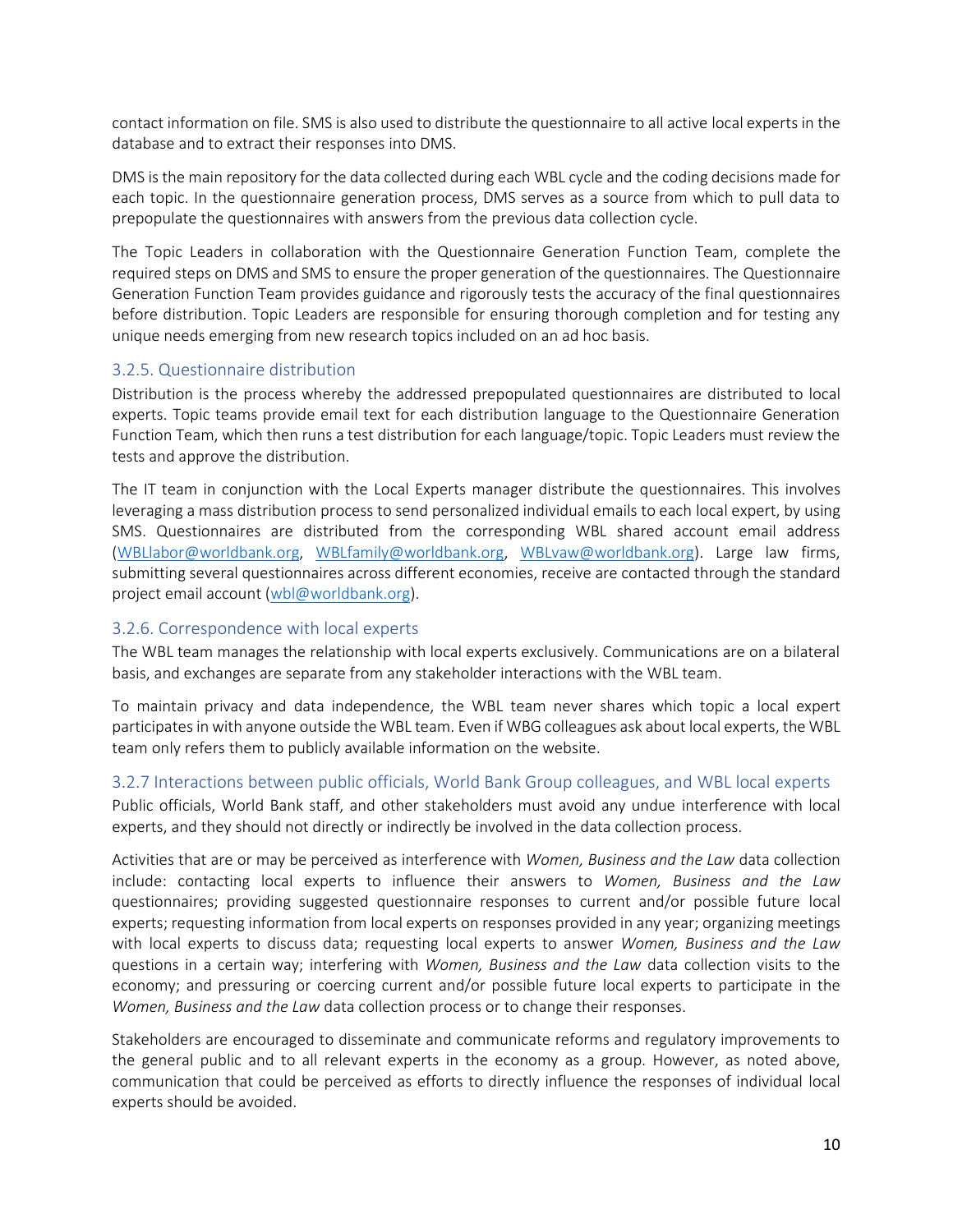contact information on file. SMS is also used to distribute the questionnaire to all active local experts in the database and to extract their responses into DMS.

DMS is the main repository for the data collected during each WBL cycle and the coding decisions made for each topic. In the questionnaire generation process, DMS serves as a source from which to pull data to prepopulate the questionnaires with answers from the previous data collection cycle.

The Topic Leaders in collaboration with the Questionnaire Generation Function Team, complete the required steps on DMS and SMS to ensure the proper generation of the questionnaires. The Questionnaire Generation Function Team provides guidance and rigorously tests the accuracy of the final questionnaires before distribution. Topic Leaders are responsible for ensuring thorough completion and for testing any unique needs emerging from new research topics included on an ad hoc basis.

### 3.2.5. Questionnaire distribution

Distribution is the process whereby the addressed prepopulated questionnaires are distributed to local experts. Topic teams provide email text for each distribution language to the Questionnaire Generation Function Team, which then runs a test distribution for each language/topic. Topic Leaders must review the tests and approve the distribution.

The IT team in conjunction with the Local Experts manager distribute the questionnaires. This involves leveraging a mass distribution process to send personalized individual emails to each local expert, by using SMS. Questionnaires are distributed from the corresponding WBL shared account email address (WBLlabor@worldbank.org, WBLfamily@worldbank.org, WBLvaw@worldbank.org). Large law firms, submitting several questionnaires across different economies, receive are contacted through the standard project email account (wbl@worldbank.org).

### 3.2.6. Correspondence with local experts

The WBL team manages the relationship with local experts exclusively. Communications are on a bilateral basis, and exchanges are separate from any stakeholder interactions with the WBL team.

To maintain privacy and data independence, the WBL team never shares which topic a local expert participates in with anyone outside the WBL team. Even if WBG colleagues ask about local experts, the WBL team only refers them to publicly available information on the website.

### 3.2.7 Interactions between public officials, World Bank Group colleagues, and WBL local experts

Public officials, World Bank staff, and other stakeholders must avoid any undue interference with local experts, and they should not directly or indirectly be involved in the data collection process.

Activities that are or may be perceived as interference with *Women, Business and the Law* data collection include: contacting local experts to influence their answers to *Women, Business and the Law* questionnaires; providing suggested questionnaire responses to current and/or possible future local experts; requesting information from local experts on responses provided in any year; organizing meetings with local experts to discuss data; requesting local experts to answer *Women, Business and the Law* questions in a certain way; interfering with *Women, Business and the Law* data collection visits to the economy; and pressuring or coercing current and/or possible future local experts to participate in the *Women, Business and the Law* data collection process or to change their responses.

Stakeholders are encouraged to disseminate and communicate reforms and regulatory improvements to the general public and to all relevant experts in the economy as a group. However, as noted above, communication that could be perceived as efforts to directly influence the responses of individual local experts should be avoided.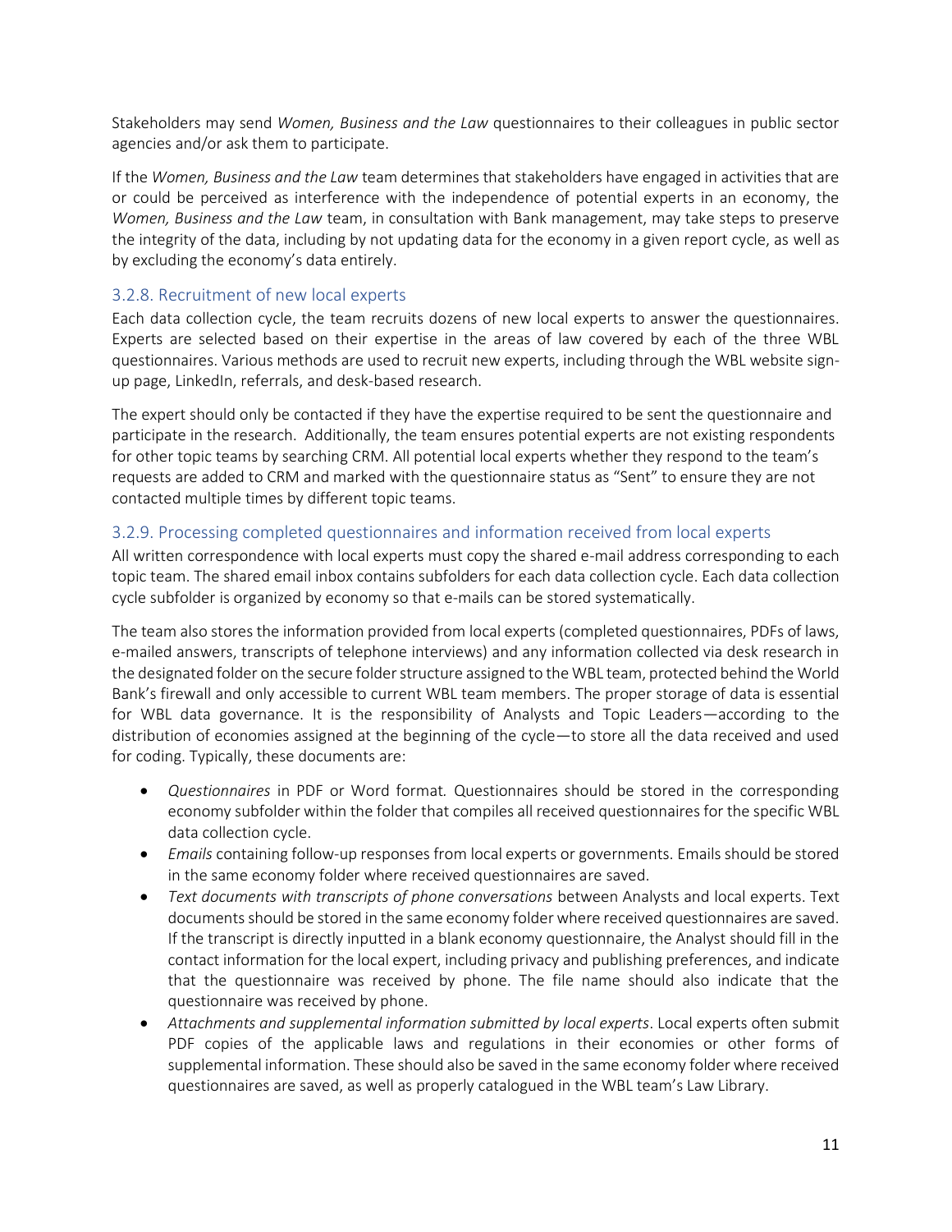Stakeholders may send *Women, Business and the Law* questionnaires to their colleagues in public sector agencies and/or ask them to participate.

If the *Women, Business and the Law* team determines that stakeholders have engaged in activities that are or could be perceived as interference with the independence of potential experts in an economy, the *Women, Business and the Law* team, in consultation with Bank management, may take steps to preserve the integrity of the data, including by not updating data for the economy in a given report cycle, as well as by excluding the economy's data entirely.

### 3.2.8. Recruitment of new local experts

Each data collection cycle, the team recruits dozens of new local experts to answer the questionnaires. Experts are selected based on their expertise in the areas of law covered by each of the three WBL questionnaires. Various methods are used to recruit new experts, including through the WBL website sign-up page, LinkedIn, referrals, and desk-based research.

The expert should only be contacted if they have the expertise required to be sent the questionnaire and participate in the research. Additionally, the team ensures potential experts are not existing respondents for other topic teams by searching CRM. All potential local experts whether they respond to the team's requests are added to CRM and marked with the questionnaire status as "Sent" to ensure they are not contacted multiple times by different topic teams.

### 3.2.9. Processing completed questionnaires and information received from local experts

All written correspondence with local experts must copy the shared e-mail address corresponding to each topic team. The shared email inbox contains subfolders for each data collection cycle. Each data collection cycle subfolder is organized by economy so that e-mails can be stored systematically.

The team also stores the information provided from local experts (completed questionnaires, PDFs of laws, e-mailed answers, transcripts of telephone interviews) and any information collected via desk research in the designated folder on the secure folder structure assigned to the WBL team, protected behind the World Bank's firewall and only accessible to current WBL team members. The proper storage of data is essential for WBL data governance. It is the responsibility of Analysts and Topic Leaders—according to the distribution of economies assigned at the beginning of the cycle—to store all the data received and used for coding. Typically, these documents are:

- *Questionnaires* in PDF or Word format. Questionnaires should be stored in the corresponding economy subfolder within the folder that compiles all received questionnaires for the specific WBL data collection cycle.
- *Emails* containing follow-up responses from local experts or governments. Emails should be stored in the same economy folder where received questionnaires are saved.
- *Text documents with transcripts of phone conversations* between Analysts and local experts. Text documents should be stored in the same economy folder where received questionnaires are saved. If the transcript is directly inputted in a blank economy questionnaire, the Analyst should fill in the contact information for the local expert, including privacy and publishing preferences, and indicate that the questionnaire was received by phone. The file name should also indicate that the questionnaire was received by phone.
- *Attachments and supplemental information submitted by local experts*. Local experts often submit PDF copies of the applicable laws and regulations in their economies or other forms of supplemental information. These should also be saved in the same economy folder where received questionnaires are saved, as well as properly catalogued in the WBL team's Law Library.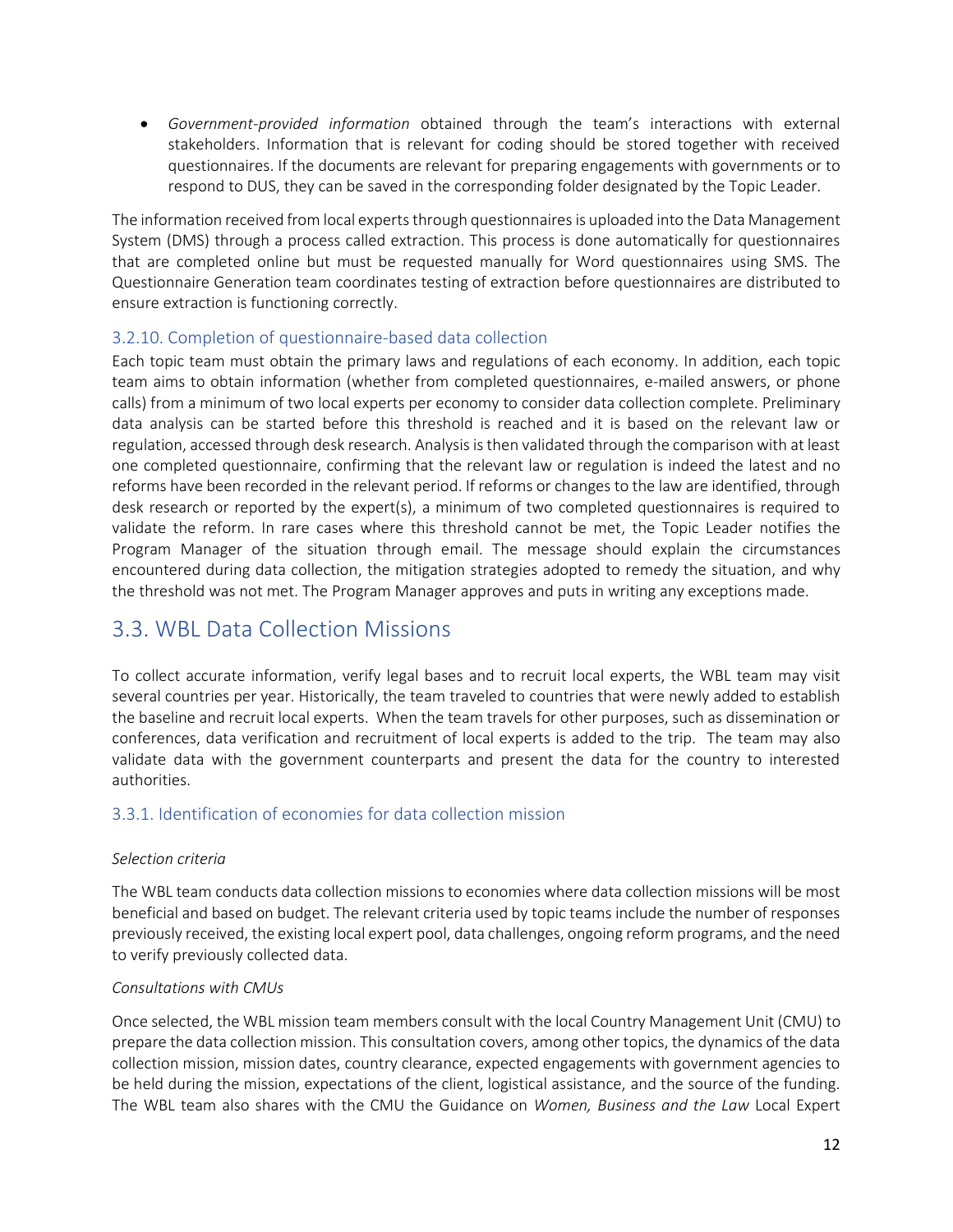- *Government-provided information* obtained through the team's interactions with external stakeholders. Information that is relevant for coding should be stored together with received questionnaires. If the documents are relevant for preparing engagements with governments or to respond to DUS, they can be saved in the corresponding folder designated by the Topic Leader.

The information received from local experts through questionnaires is uploaded into the Data Management System (DMS) through a process called extraction. This process is done automatically for questionnaires that are completed online but must be requested manually for Word questionnaires using SMS. The Questionnaire Generation team coordinates testing of extraction before questionnaires are distributed to ensure extraction is functioning correctly.

### 3.2.10. Completion of questionnaire-based data collection

Each topic team must obtain the primary laws and regulations of each economy. In addition, each topic team aims to obtain information (whether from completed questionnaires, e-mailed answers, or phone calls) from a minimum of two local experts per economy to consider data collection complete. Preliminary data analysis can be started before this threshold is reached and it is based on the relevant law or regulation, accessed through desk research. Analysis is then validated through the comparison with at least one completed questionnaire, confirming that the relevant law or regulation is indeed the latest and no reforms have been recorded in the relevant period. If reforms or changes to the law are identified, through desk research or reported by the expert(s), a minimum of two completed questionnaires is required to validate the reform. In rare cases where this threshold cannot be met, the Topic Leader notifies the Program Manager of the situation through email. The message should explain the circumstances encountered during data collection, the mitigation strategies adopted to remedy the situation, and why the threshold was not met. The Program Manager approves and puts in writing any exceptions made.

## 3.3. WBL Data Collection Missions

To collect accurate information, verify legal bases and to recruit local experts, the WBL team may visit several countries per year. Historically, the team traveled to countries that were newly added to establish the baseline and recruit local experts. When the team travels for other purposes, such as dissemination or conferences, data verification and recruitment of local experts is added to the trip. The team may also validate data with the government counterparts and present the data for the country to interested authorities.

### 3.3.1. Identification of economies for data collection mission

*Selection criteria*

The WBL team conducts data collection missions to economies where data collection missions will be most beneficial and based on budget. The relevant criteria used by topic teams include the number of responses previously received, the existing local expert pool, data challenges, ongoing reform programs, and the need to verify previously collected data.

*Consultations with CMUs*

Once selected, the WBL mission team members consult with the local Country Management Unit (CMU) to prepare the data collection mission. This consultation covers, among other topics, the dynamics of the data collection mission, mission dates, country clearance, expected engagements with government agencies to be held during the mission, expectations of the client, logistical assistance, and the source of the funding. The WBL team also shares with the CMU the Guidance on *Women, Business and the Law* Local Expert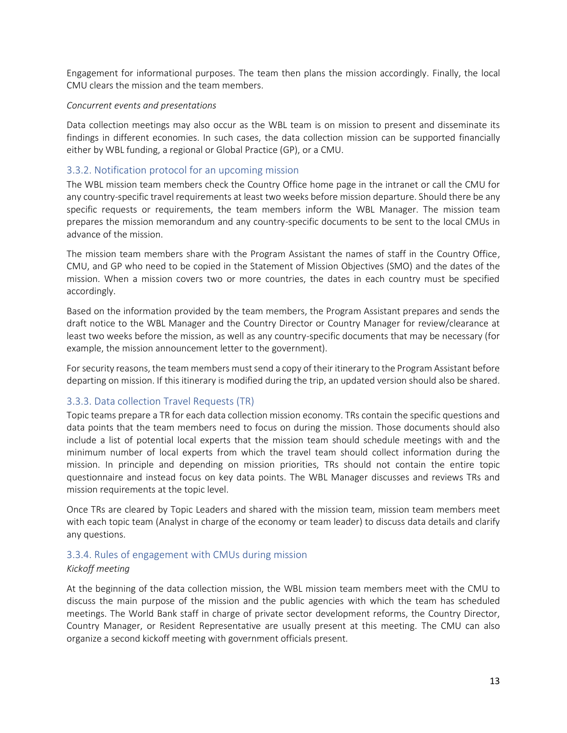Engagement for informational purposes. The team then plans the mission accordingly. Finally, the local CMU clears the mission and the team members.

*Concurrent events and presentations*

Data collection meetings may also occur as the WBL team is on mission to present and disseminate its findings in different economies. In such cases, the data collection mission can be supported financially either by WBL funding, a regional or Global Practice (GP), or a CMU.

### 3.3.2. Notification protocol for an upcoming mission

The WBL mission team members check the Country Office home page in the intranet or call the CMU for any country-specific travel requirements at least two weeks before mission departure. Should there be any specific requests or requirements, the team members inform the WBL Manager. The mission team prepares the mission memorandum and any country-specific documents to be sent to the local CMUs in advance of the mission.

The mission team members share with the Program Assistant the names of staff in the Country Office, CMU, and GP who need to be copied in the Statement of Mission Objectives (SMO) and the dates of the mission. When a mission covers two or more countries, the dates in each country must be specified accordingly.

Based on the information provided by the team members, the Program Assistant prepares and sends the draft notice to the WBL Manager and the Country Director or Country Manager for review/clearance at least two weeks before the mission, as well as any country-specific documents that may be necessary (for example, the mission announcement letter to the government).

For security reasons, the team members must send a copy of their itinerary to the Program Assistant before departing on mission. If this itinerary is modified during the trip, an updated version should also be shared.

### 3.3.3. Data collection Travel Requests (TR)

Topic teams prepare a TR for each data collection mission economy. TRs contain the specific questions and data points that the team members need to focus on during the mission. Those documents should also include a list of potential local experts that the mission team should schedule meetings with and the minimum number of local experts from which the travel team should collect information during the mission. In principle and depending on mission priorities, TRs should not contain the entire topic questionnaire and instead focus on key data points. The WBL Manager discusses and reviews TRs and mission requirements at the topic level.

Once TRs are cleared by Topic Leaders and shared with the mission team, mission team members meet with each topic team (Analyst in charge of the economy or team leader) to discuss data details and clarify any questions.

### 3.3.4. Rules of engagement with CMUs during mission

*Kickoff meeting*

At the beginning of the data collection mission, the WBL mission team members meet with the CMU to discuss the main purpose of the mission and the public agencies with which the team has scheduled meetings. The World Bank staff in charge of private sector development reforms, the Country Director, Country Manager, or Resident Representative are usually present at this meeting. The CMU can also organize a second kickoff meeting with government officials present.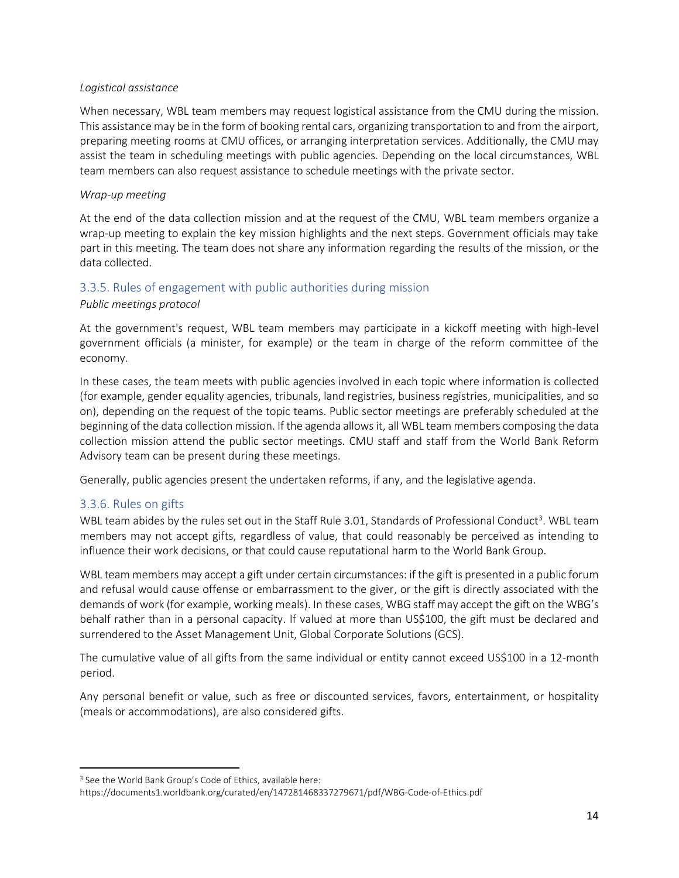*Logistical assistance*

When necessary, WBL team members may request logistical assistance from the CMU during the mission. This assistance may be in the form of booking rental cars, organizing transportation to and from the airport, preparing meeting rooms at CMU offices, or arranging interpretation services. Additionally, the CMU may assist the team in scheduling meetings with public agencies. Depending on the local circumstances, WBL team members can also request assistance to schedule meetings with the private sector.

*Wrap-up meeting*

At the end of the data collection mission and at the request of the CMU, WBL team members organize a wrap-up meeting to explain the key mission highlights and the next steps. Government officials may take part in this meeting. The team does not share any information regarding the results of the mission, or the data collected.

### 3.3.5. Rules of engagement with public authorities during mission

*Public meetings protocol*

At the government's request, WBL team members may participate in a kickoff meeting with high-level government officials (a minister, for example) or the team in charge of the reform committee of the economy.

In these cases, the team meets with public agencies involved in each topic where information is collected (for example, gender equality agencies, tribunals, land registries, business registries, municipalities, and so on), depending on the request of the topic teams. Public sector meetings are preferably scheduled at the beginning of the data collection mission. If the agenda allows it, all WBL team members composing the data collection mission attend the public sector meetings. CMU staff and staff from the World Bank Reform Advisory team can be present during these meetings.

Generally, public agencies present the undertaken reforms, if any, and the legislative agenda.

### 3.3.6. Rules on gifts

WBL team abides by the rules set out in the Staff Rule 3.01, Standards of Professional Conduct[3]. WBL team members may not accept gifts, regardless of value, that could reasonably be perceived as intending to influence their work decisions, or that could cause reputational harm to the World Bank Group.

WBL team members may accept a gift under certain circumstances: if the gift is presented in a public forum and refusal would cause offense or embarrassment to the giver, or the gift is directly associated with the demands of work (for example, working meals). In these cases, WBG staff may accept the gift on the WBG's behalf rather than in a personal capacity. If valued at more than US$100, the gift must be declared and surrendered to the Asset Management Unit, Global Corporate Solutions (GCS).

The cumulative value of all gifts from the same individual or entity cannot exceed US$100 in a 12-month period.

Any personal benefit or value, such as free or discounted services, favors, entertainment, or hospitality (meals or accommodations), are also considered gifts.

---

[3] See the World Bank Group's Code of Ethics, available here: https://documents1.worldbank.org/curated/en/147281468337279671/pdf/WBG-Code-of-Ethics.pdf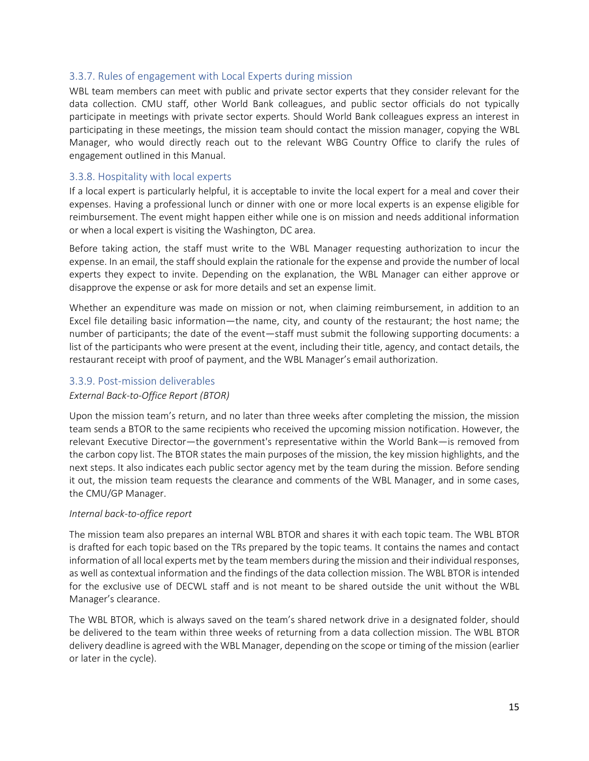### 3.3.7. Rules of engagement with Local Experts during mission

WBL team members can meet with public and private sector experts that they consider relevant for the data collection. CMU staff, other World Bank colleagues, and public sector officials do not typically participate in meetings with private sector experts. Should World Bank colleagues express an interest in participating in these meetings, the mission team should contact the mission manager, copying the WBL Manager, who would directly reach out to the relevant WBG Country Office to clarify the rules of engagement outlined in this Manual.

### 3.3.8. Hospitality with local experts

If a local expert is particularly helpful, it is acceptable to invite the local expert for a meal and cover their expenses. Having a professional lunch or dinner with one or more local experts is an expense eligible for reimbursement. The event might happen either while one is on mission and needs additional information or when a local expert is visiting the Washington, DC area.

Before taking action, the staff must write to the WBL Manager requesting authorization to incur the expense. In an email, the staff should explain the rationale for the expense and provide the number of local experts they expect to invite. Depending on the explanation, the WBL Manager can either approve or disapprove the expense or ask for more details and set an expense limit.

Whether an expenditure was made on mission or not, when claiming reimbursement, in addition to an Excel file detailing basic information—the name, city, and county of the restaurant; the host name; the number of participants; the date of the event—staff must submit the following supporting documents: a list of the participants who were present at the event, including their title, agency, and contact details, the restaurant receipt with proof of payment, and the WBL Manager's email authorization.

### 3.3.9. Post-mission deliverables

*External Back-to-Office Report (BTOR)*

Upon the mission team's return, and no later than three weeks after completing the mission, the mission team sends a BTOR to the same recipients who received the upcoming mission notification. However, the relevant Executive Director—the government's representative within the World Bank—is removed from the carbon copy list. The BTOR states the main purposes of the mission, the key mission highlights, and the next steps. It also indicates each public sector agency met by the team during the mission. Before sending it out, the mission team requests the clearance and comments of the WBL Manager, and in some cases, the CMU/GP Manager.

*Internal back-to-office report*

The mission team also prepares an internal WBL BTOR and shares it with each topic team. The WBL BTOR is drafted for each topic based on the TRs prepared by the topic teams. It contains the names and contact information of all local experts met by the team members during the mission and their individual responses, as well as contextual information and the findings of the data collection mission. The WBL BTOR is intended for the exclusive use of DECWL staff and is not meant to be shared outside the unit without the WBL Manager's clearance.

The WBL BTOR, which is always saved on the team's shared network drive in a designated folder, should be delivered to the team within three weeks of returning from a data collection mission. The WBL BTOR delivery deadline is agreed with the WBL Manager, depending on the scope or timing of the mission (earlier or later in the cycle).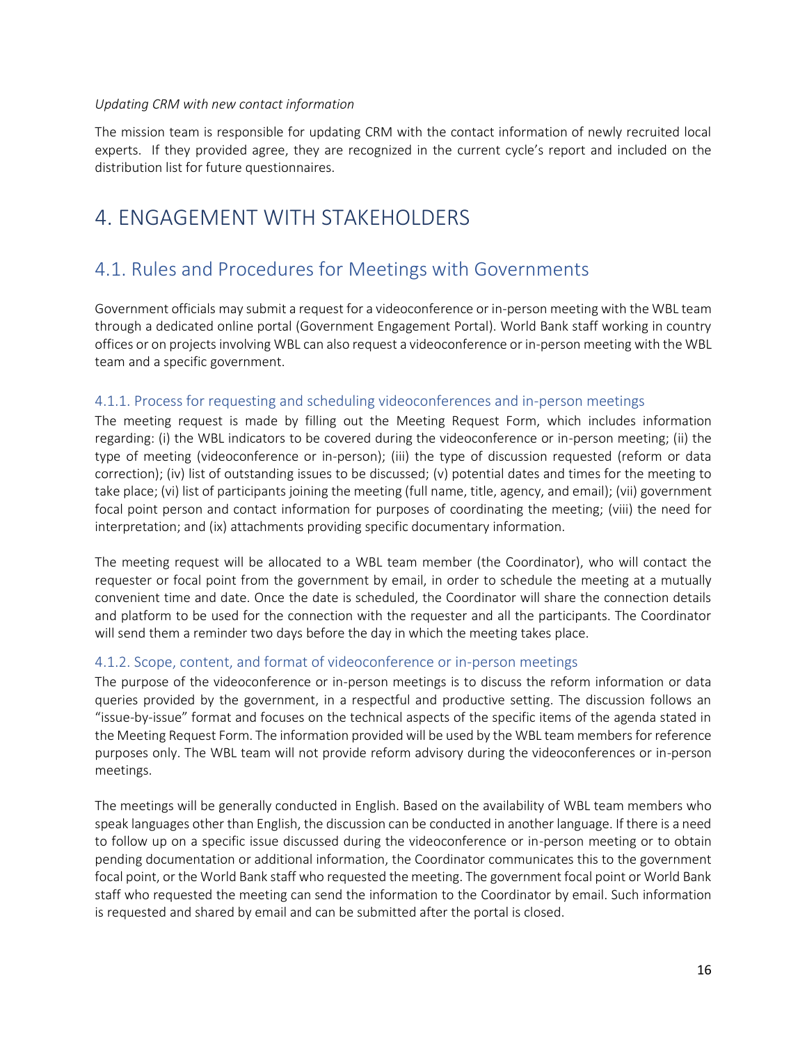*Updating CRM with new contact information*

The mission team is responsible for updating CRM with the contact information of newly recruited local experts. If they provided agree, they are recognized in the current cycle's report and included on the distribution list for future questionnaires.

# 4. ENGAGEMENT WITH STAKEHOLDERS

## 4.1. Rules and Procedures for Meetings with Governments

Government officials may submit a request for a videoconference or in-person meeting with the WBL team through a dedicated online portal (Government Engagement Portal). World Bank staff working in country offices or on projects involving WBL can also request a videoconference or in-person meeting with the WBL team and a specific government.

### 4.1.1. Process for requesting and scheduling videoconferences and in-person meetings

The meeting request is made by filling out the Meeting Request Form, which includes information regarding: (i) the WBL indicators to be covered during the videoconference or in-person meeting; (ii) the type of meeting (videoconference or in-person); (iii) the type of discussion requested (reform or data correction); (iv) list of outstanding issues to be discussed; (v) potential dates and times for the meeting to take place; (vi) list of participants joining the meeting (full name, title, agency, and email); (vii) government focal point person and contact information for purposes of coordinating the meeting; (viii) the need for interpretation; and (ix) attachments providing specific documentary information.

The meeting request will be allocated to a WBL team member (the Coordinator), who will contact the requester or focal point from the government by email, in order to schedule the meeting at a mutually convenient time and date. Once the date is scheduled, the Coordinator will share the connection details and platform to be used for the connection with the requester and all the participants. The Coordinator will send them a reminder two days before the day in which the meeting takes place.

### 4.1.2. Scope, content, and format of videoconference or in-person meetings

The purpose of the videoconference or in-person meetings is to discuss the reform information or data queries provided by the government, in a respectful and productive setting. The discussion follows an "issue-by-issue" format and focuses on the technical aspects of the specific items of the agenda stated in the Meeting Request Form. The information provided will be used by the WBL team members for reference purposes only. The WBL team will not provide reform advisory during the videoconferences or in-person meetings.

The meetings will be generally conducted in English. Based on the availability of WBL team members who speak languages other than English, the discussion can be conducted in another language. If there is a need to follow up on a specific issue discussed during the videoconference or in-person meeting or to obtain pending documentation or additional information, the Coordinator communicates this to the government focal point, or the World Bank staff who requested the meeting. The government focal point or World Bank staff who requested the meeting can send the information to the Coordinator by email. Such information is requested and shared by email and can be submitted after the portal is closed.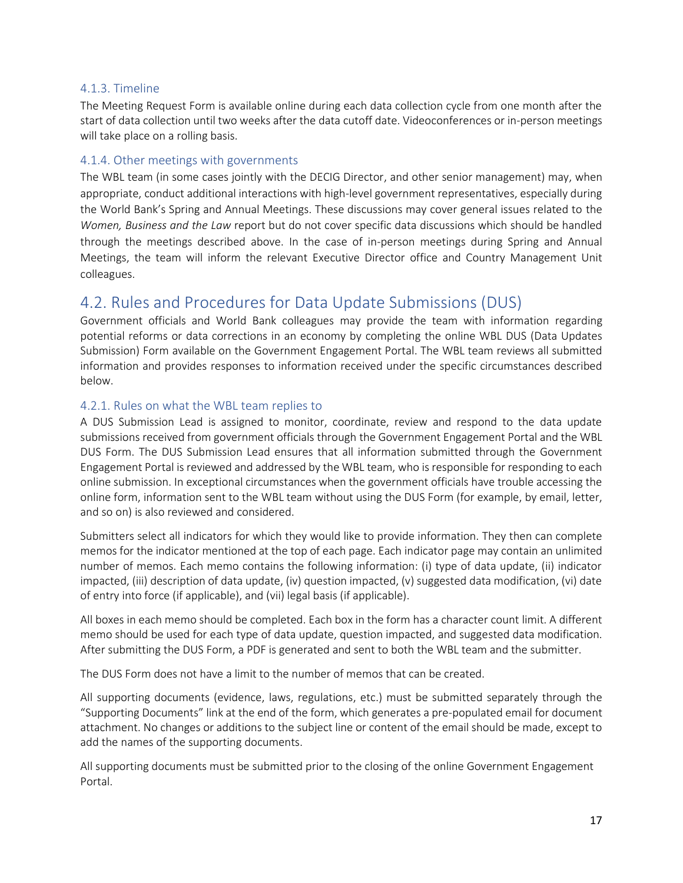### 4.1.3. Timeline

The Meeting Request Form is available online during each data collection cycle from one month after the start of data collection until two weeks after the data cutoff date. Videoconferences or in-person meetings will take place on a rolling basis.

### 4.1.4. Other meetings with governments

The WBL team (in some cases jointly with the DECIG Director, and other senior management) may, when appropriate, conduct additional interactions with high-level government representatives, especially during the World Bank's Spring and Annual Meetings. These discussions may cover general issues related to the *Women, Business and the Law* report but do not cover specific data discussions which should be handled through the meetings described above. In the case of in-person meetings during Spring and Annual Meetings, the team will inform the relevant Executive Director office and Country Management Unit colleagues.

## 4.2. Rules and Procedures for Data Update Submissions (DUS)

Government officials and World Bank colleagues may provide the team with information regarding potential reforms or data corrections in an economy by completing the online WBL DUS (Data Updates Submission) Form available on the Government Engagement Portal. The WBL team reviews all submitted information and provides responses to information received under the specific circumstances described below.

### 4.2.1. Rules on what the WBL team replies to

A DUS Submission Lead is assigned to monitor, coordinate, review and respond to the data update submissions received from government officials through the Government Engagement Portal and the WBL DUS Form. The DUS Submission Lead ensures that all information submitted through the Government Engagement Portal is reviewed and addressed by the WBL team, who is responsible for responding to each online submission. In exceptional circumstances when the government officials have trouble accessing the online form, information sent to the WBL team without using the DUS Form (for example, by email, letter, and so on) is also reviewed and considered.

Submitters select all indicators for which they would like to provide information. They then can complete memos for the indicator mentioned at the top of each page. Each indicator page may contain an unlimited number of memos. Each memo contains the following information: (i) type of data update, (ii) indicator impacted, (iii) description of data update, (iv) question impacted, (v) suggested data modification, (vi) date of entry into force (if applicable), and (vii) legal basis (if applicable).

All boxes in each memo should be completed. Each box in the form has a character count limit. A different memo should be used for each type of data update, question impacted, and suggested data modification. After submitting the DUS Form, a PDF is generated and sent to both the WBL team and the submitter.

The DUS Form does not have a limit to the number of memos that can be created.

All supporting documents (evidence, laws, regulations, etc.) must be submitted separately through the "Supporting Documents" link at the end of the form, which generates a pre-populated email for document attachment. No changes or additions to the subject line or content of the email should be made, except to add the names of the supporting documents.

All supporting documents must be submitted prior to the closing of the online Government Engagement Portal.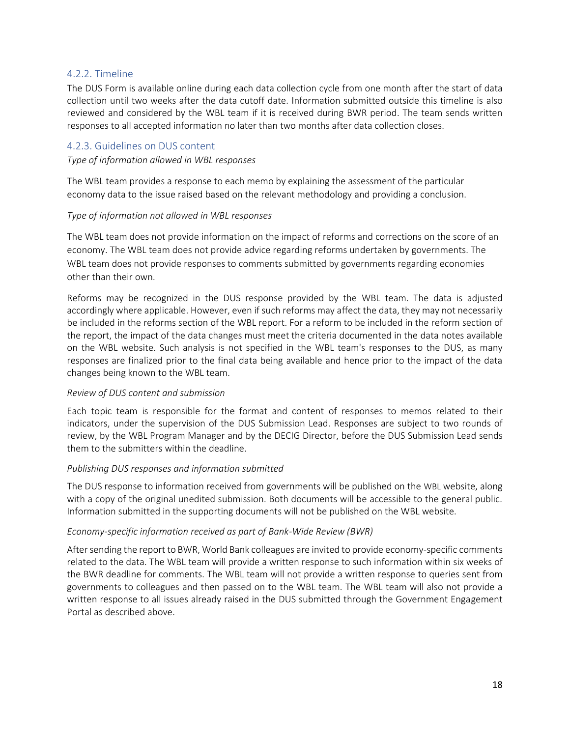### 4.2.2. Timeline

The DUS Form is available online during each data collection cycle from one month after the start of data collection until two weeks after the data cutoff date. Information submitted outside this timeline is also reviewed and considered by the WBL team if it is received during BWR period. The team sends written responses to all accepted information no later than two months after data collection closes.

### 4.2.3. Guidelines on DUS content

*Type of information allowed in WBL responses*

The WBL team provides a response to each memo by explaining the assessment of the particular economy data to the issue raised based on the relevant methodology and providing a conclusion.

*Type of information not allowed in WBL responses*

The WBL team does not provide information on the impact of reforms and corrections on the score of an economy. The WBL team does not provide advice regarding reforms undertaken by governments. The WBL team does not provide responses to comments submitted by governments regarding economies other than their own.

Reforms may be recognized in the DUS response provided by the WBL team. The data is adjusted accordingly where applicable. However, even if such reforms may affect the data, they may not necessarily be included in the reforms section of the WBL report. For a reform to be included in the reform section of the report, the impact of the data changes must meet the criteria documented in the data notes available on the WBL website. Such analysis is not specified in the WBL team's responses to the DUS, as many responses are finalized prior to the final data being available and hence prior to the impact of the data changes being known to the WBL team.

*Review of DUS content and submission*

Each topic team is responsible for the format and content of responses to memos related to their indicators, under the supervision of the DUS Submission Lead. Responses are subject to two rounds of review, by the WBL Program Manager and by the DECIG Director, before the DUS Submission Lead sends them to the submitters within the deadline.

*Publishing DUS responses and information submitted*

The DUS response to information received from governments will be published on the WBL website, along with a copy of the original unedited submission. Both documents will be accessible to the general public. Information submitted in the supporting documents will not be published on the WBL website.

*Economy-specific information received as part of Bank-Wide Review (BWR)*

After sending the report to BWR, World Bank colleagues are invited to provide economy-specific comments related to the data. The WBL team will provide a written response to such information within six weeks of the BWR deadline for comments. The WBL team will not provide a written response to queries sent from governments to colleagues and then passed on to the WBL team. The WBL team will also not provide a written response to all issues already raised in the DUS submitted through the Government Engagement Portal as described above.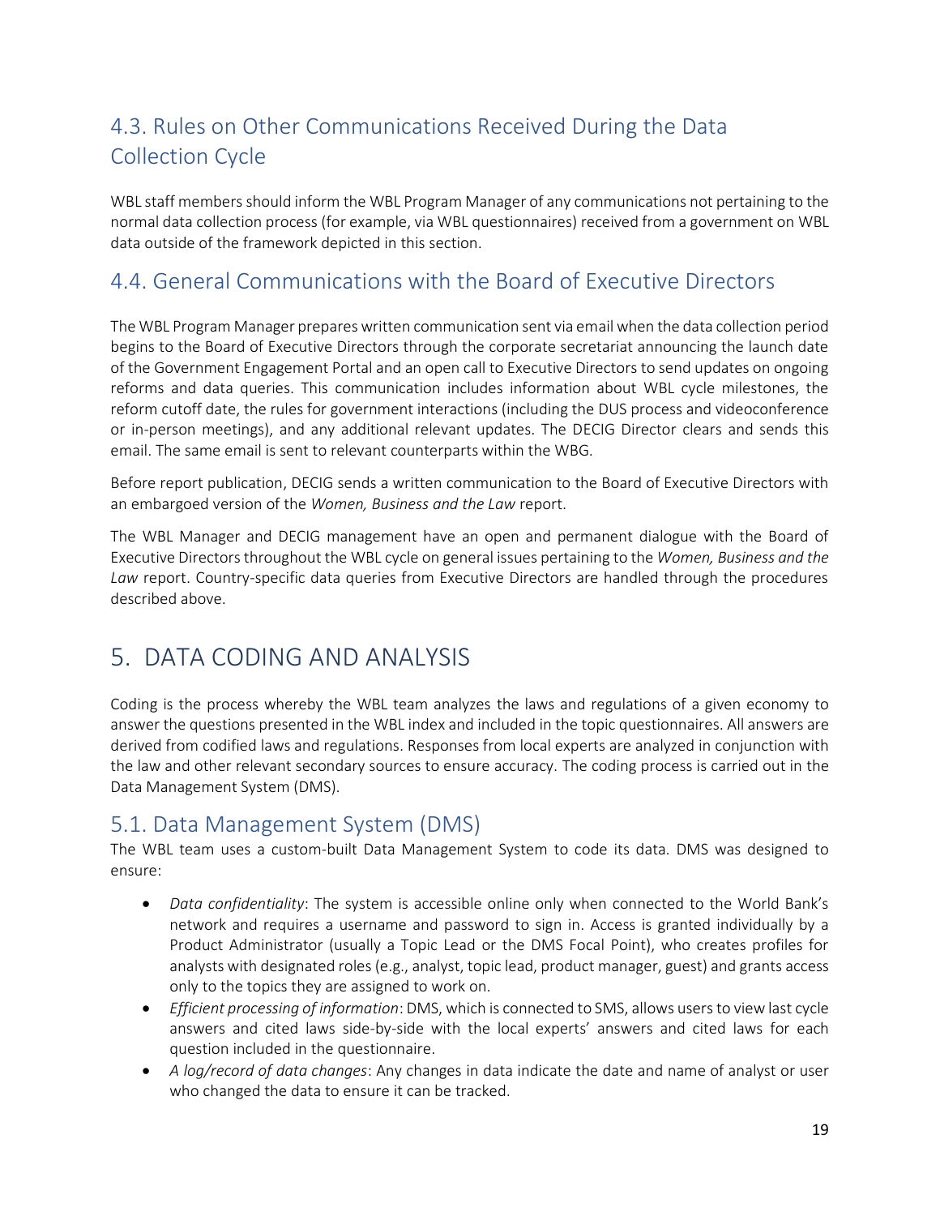## 4.3. Rules on Other Communications Received During the Data Collection Cycle

WBL staff members should inform the WBL Program Manager of any communications not pertaining to the normal data collection process (for example, via WBL questionnaires) received from a government on WBL data outside of the framework depicted in this section.

## 4.4. General Communications with the Board of Executive Directors

The WBL Program Manager prepares written communication sent via email when the data collection period begins to the Board of Executive Directors through the corporate secretariat announcing the launch date of the Government Engagement Portal and an open call to Executive Directors to send updates on ongoing reforms and data queries. This communication includes information about WBL cycle milestones, the reform cutoff date, the rules for government interactions (including the DUS process and videoconference or in-person meetings), and any additional relevant updates. The DECIG Director clears and sends this email. The same email is sent to relevant counterparts within the WBG.

Before report publication, DECIG sends a written communication to the Board of Executive Directors with an embargoed version of the *Women, Business and the Law* report.

The WBL Manager and DECIG management have an open and permanent dialogue with the Board of Executive Directors throughout the WBL cycle on general issues pertaining to the *Women, Business and the Law* report. Country-specific data queries from Executive Directors are handled through the procedures described above.

# 5. DATA CODING AND ANALYSIS

Coding is the process whereby the WBL team analyzes the laws and regulations of a given economy to answer the questions presented in the WBL index and included in the topic questionnaires. All answers are derived from codified laws and regulations. Responses from local experts are analyzed in conjunction with the law and other relevant secondary sources to ensure accuracy. The coding process is carried out in the Data Management System (DMS).

## 5.1. Data Management System (DMS)

The WBL team uses a custom-built Data Management System to code its data. DMS was designed to ensure:

- *Data confidentiality*: The system is accessible online only when connected to the World Bank's network and requires a username and password to sign in. Access is granted individually by a Product Administrator (usually a Topic Lead or the DMS Focal Point), who creates profiles for analysts with designated roles (e.g., analyst, topic lead, product manager, guest) and grants access only to the topics they are assigned to work on.
- *Efficient processing of information*: DMS, which is connected to SMS, allows users to view last cycle answers and cited laws side-by-side with the local experts' answers and cited laws for each question included in the questionnaire.
- *A log/record of data changes*: Any changes in data indicate the date and name of analyst or user who changed the data to ensure it can be tracked.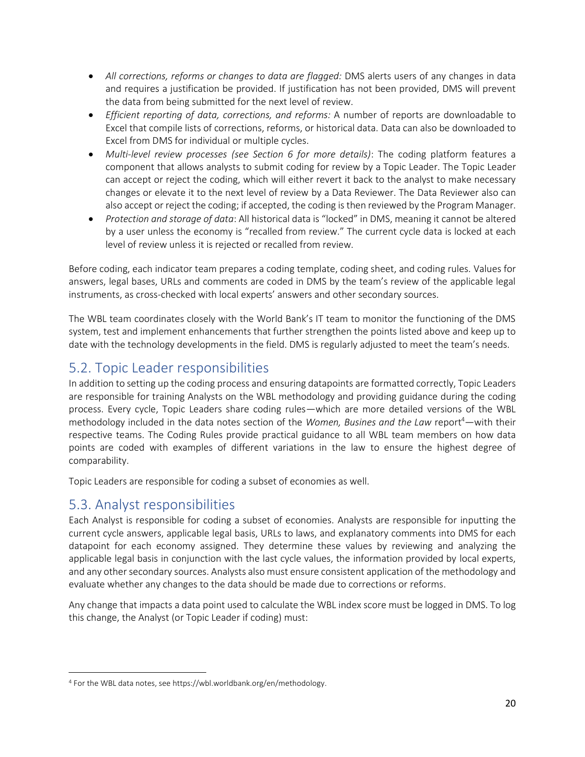- *All corrections, reforms or changes to data are flagged:* DMS alerts users of any changes in data and requires a justification be provided. If justification has not been provided, DMS will prevent the data from being submitted for the next level of review.
- *Efficient reporting of data, corrections, and reforms:* A number of reports are downloadable to Excel that compile lists of corrections, reforms, or historical data. Data can also be downloaded to Excel from DMS for individual or multiple cycles.
- *Multi-level review processes (see Section 6 for more details)*: The coding platform features a component that allows analysts to submit coding for review by a Topic Leader. The Topic Leader can accept or reject the coding, which will either revert it back to the analyst to make necessary changes or elevate it to the next level of review by a Data Reviewer. The Data Reviewer also can also accept or reject the coding; if accepted, the coding is then reviewed by the Program Manager.
- *Protection and storage of data*: All historical data is "locked" in DMS, meaning it cannot be altered by a user unless the economy is "recalled from review." The current cycle data is locked at each level of review unless it is rejected or recalled from review.

Before coding, each indicator team prepares a coding template, coding sheet, and coding rules. Values for answers, legal bases, URLs and comments are coded in DMS by the team's review of the applicable legal instruments, as cross-checked with local experts' answers and other secondary sources.

The WBL team coordinates closely with the World Bank's IT team to monitor the functioning of the DMS system, test and implement enhancements that further strengthen the points listed above and keep up to date with the technology developments in the field. DMS is regularly adjusted to meet the team's needs.

## 5.2. Topic Leader responsibilities

In addition to setting up the coding process and ensuring datapoints are formatted correctly, Topic Leaders are responsible for training Analysts on the WBL methodology and providing guidance during the coding process. Every cycle, Topic Leaders share coding rules—which are more detailed versions of the WBL methodology included in the data notes section of the *Women, Busines and the Law* report[4]—with their respective teams. The Coding Rules provide practical guidance to all WBL team members on how data points are coded with examples of different variations in the law to ensure the highest degree of comparability.

Topic Leaders are responsible for coding a subset of economies as well.

## 5.3. Analyst responsibilities

Each Analyst is responsible for coding a subset of economies. Analysts are responsible for inputting the current cycle answers, applicable legal basis, URLs to laws, and explanatory comments into DMS for each datapoint for each economy assigned. They determine these values by reviewing and analyzing the applicable legal basis in conjunction with the last cycle values, the information provided by local experts, and any other secondary sources. Analysts also must ensure consistent application of the methodology and evaluate whether any changes to the data should be made due to corrections or reforms.

Any change that impacts a data point used to calculate the WBL index score must be logged in DMS. To log this change, the Analyst (or Topic Leader if coding) must:

[4] For the WBL data notes, see https://wbl.worldbank.org/en/methodology.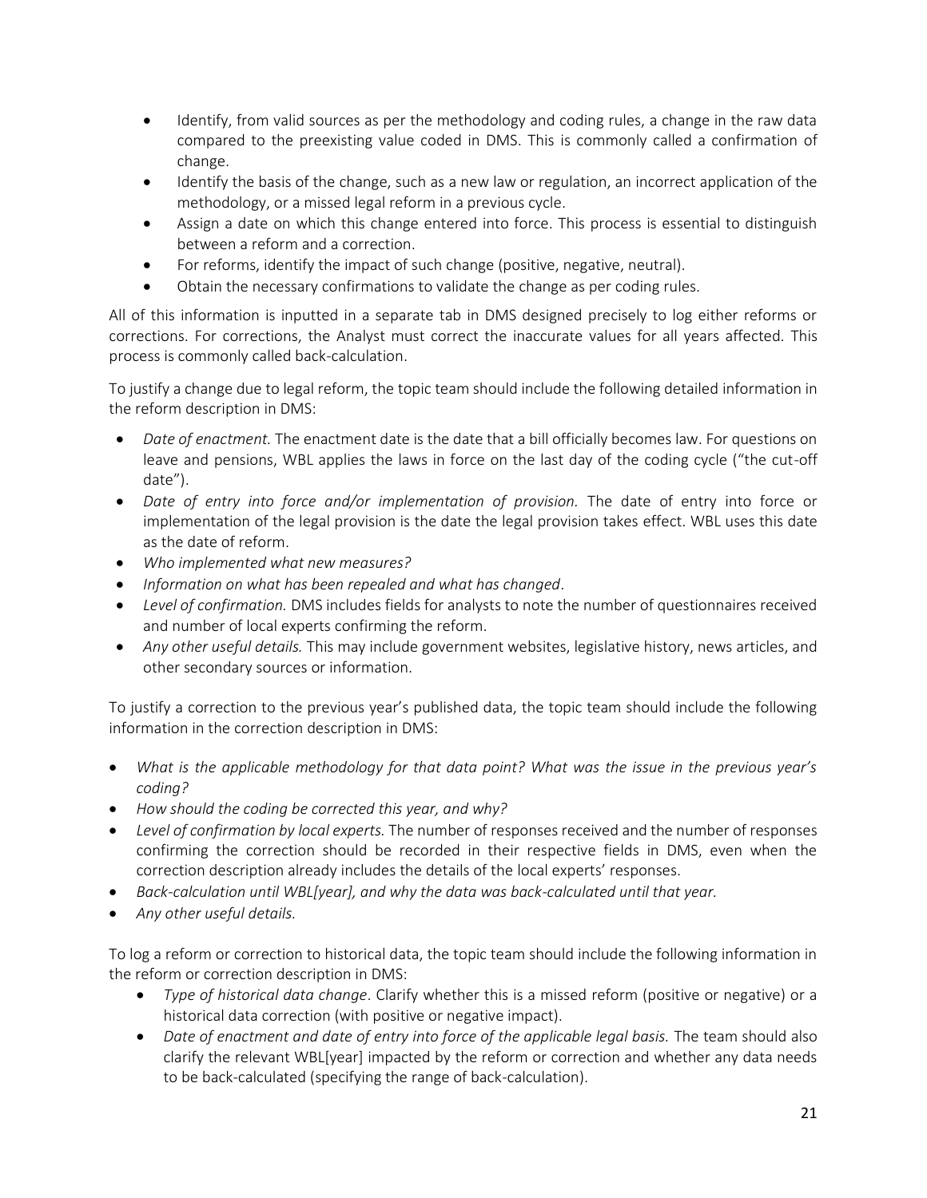- Identify, from valid sources as per the methodology and coding rules, a change in the raw data compared to the preexisting value coded in DMS. This is commonly called a confirmation of change.
- Identify the basis of the change, such as a new law or regulation, an incorrect application of the methodology, or a missed legal reform in a previous cycle.
- Assign a date on which this change entered into force. This process is essential to distinguish between a reform and a correction.
- For reforms, identify the impact of such change (positive, negative, neutral).
- Obtain the necessary confirmations to validate the change as per coding rules.

All of this information is inputted in a separate tab in DMS designed precisely to log either reforms or corrections. For corrections, the Analyst must correct the inaccurate values for all years affected. This process is commonly called back-calculation.

To justify a change due to legal reform, the topic team should include the following detailed information in the reform description in DMS:

- *Date of enactment.* The enactment date is the date that a bill officially becomes law. For questions on leave and pensions, WBL applies the laws in force on the last day of the coding cycle ("the cut-off date").
- *Date of entry into force and/or implementation of provision.* The date of entry into force or implementation of the legal provision is the date the legal provision takes effect. WBL uses this date as the date of reform.
- *Who implemented what new measures?*
- *Information on what has been repealed and what has changed*.
- *Level of confirmation.* DMS includes fields for analysts to note the number of questionnaires received and number of local experts confirming the reform.
- *Any other useful details.* This may include government websites, legislative history, news articles, and other secondary sources or information.

To justify a correction to the previous year's published data, the topic team should include the following information in the correction description in DMS:

- *What is the applicable methodology for that data point? What was the issue in the previous year's coding?*
- *How should the coding be corrected this year, and why?*
- *Level of confirmation by local experts.* The number of responses received and the number of responses confirming the correction should be recorded in their respective fields in DMS, even when the correction description already includes the details of the local experts' responses.
- *Back-calculation until WBL[year], and why the data was back-calculated until that year.*
- *Any other useful details.*

To log a reform or correction to historical data, the topic team should include the following information in the reform or correction description in DMS:

- *Type of historical data change*. Clarify whether this is a missed reform (positive or negative) or a historical data correction (with positive or negative impact).
- *Date of enactment and date of entry into force of the applicable legal basis.* The team should also clarify the relevant WBL[year] impacted by the reform or correction and whether any data needs to be back-calculated (specifying the range of back-calculation).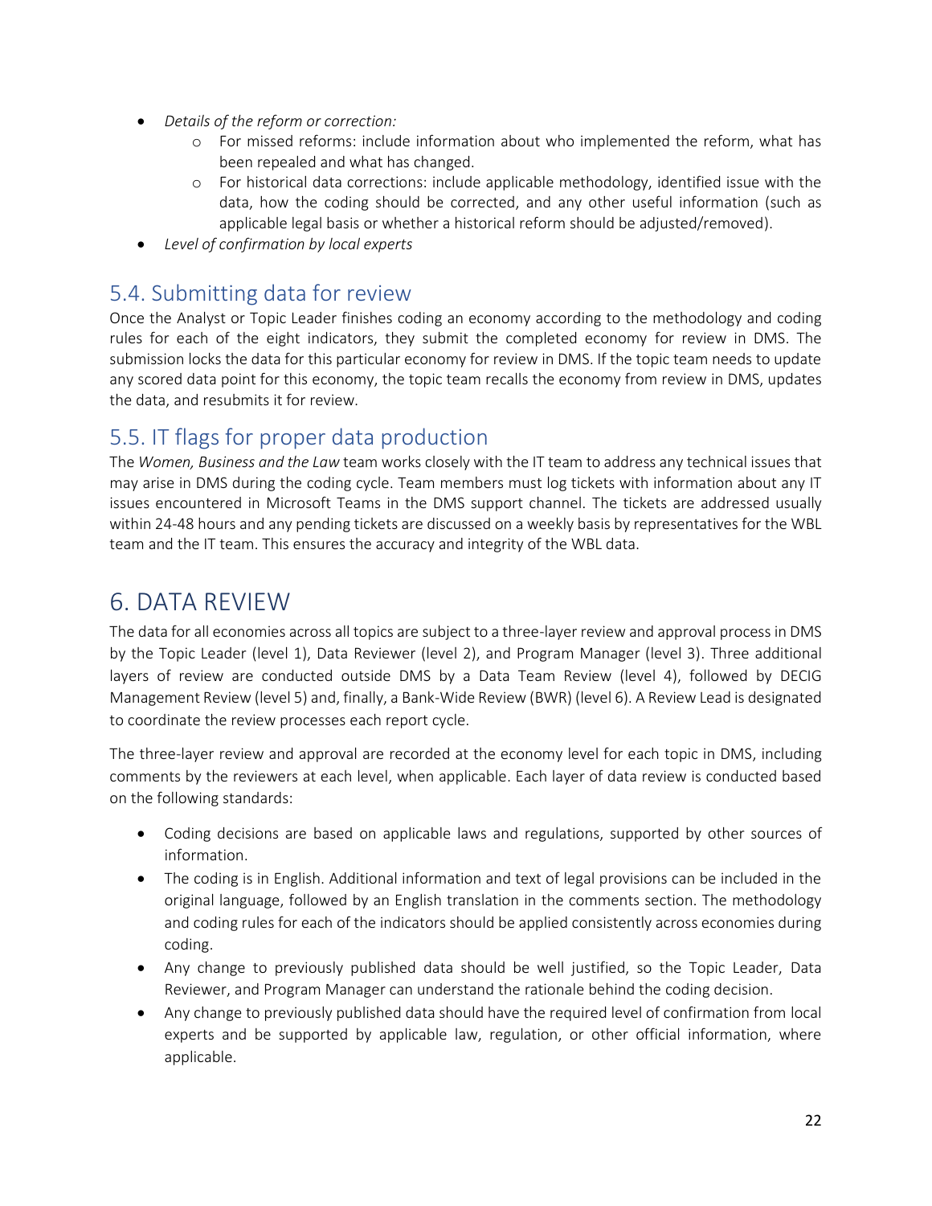- *Details of the reform or correction:*
    - For missed reforms: include information about who implemented the reform, what has been repealed and what has changed.
    - For historical data corrections: include applicable methodology, identified issue with the data, how the coding should be corrected, and any other useful information (such as applicable legal basis or whether a historical reform should be adjusted/removed).
- *Level of confirmation by local experts*

## 5.4. Submitting data for review

Once the Analyst or Topic Leader finishes coding an economy according to the methodology and coding rules for each of the eight indicators, they submit the completed economy for review in DMS. The submission locks the data for this particular economy for review in DMS. If the topic team needs to update any scored data point for this economy, the topic team recalls the economy from review in DMS, updates the data, and resubmits it for review.

## 5.5. IT flags for proper data production

The *Women, Business and the Law* team works closely with the IT team to address any technical issues that may arise in DMS during the coding cycle. Team members must log tickets with information about any IT issues encountered in Microsoft Teams in the DMS support channel. The tickets are addressed usually within 24-48 hours and any pending tickets are discussed on a weekly basis by representatives for the WBL team and the IT team. This ensures the accuracy and integrity of the WBL data.

# 6. DATA REVIEW

The data for all economies across all topics are subject to a three-layer review and approval process in DMS by the Topic Leader (level 1), Data Reviewer (level 2), and Program Manager (level 3). Three additional layers of review are conducted outside DMS by a Data Team Review (level 4), followed by DECIG Management Review (level 5) and, finally, a Bank-Wide Review (BWR) (level 6). A Review Lead is designated to coordinate the review processes each report cycle.

The three-layer review and approval are recorded at the economy level for each topic in DMS, including comments by the reviewers at each level, when applicable. Each layer of data review is conducted based on the following standards:

- Coding decisions are based on applicable laws and regulations, supported by other sources of information.
- The coding is in English. Additional information and text of legal provisions can be included in the original language, followed by an English translation in the comments section. The methodology and coding rules for each of the indicators should be applied consistently across economies during coding.
- Any change to previously published data should be well justified, so the Topic Leader, Data Reviewer, and Program Manager can understand the rationale behind the coding decision.
- Any change to previously published data should have the required level of confirmation from local experts and be supported by applicable law, regulation, or other official information, where applicable.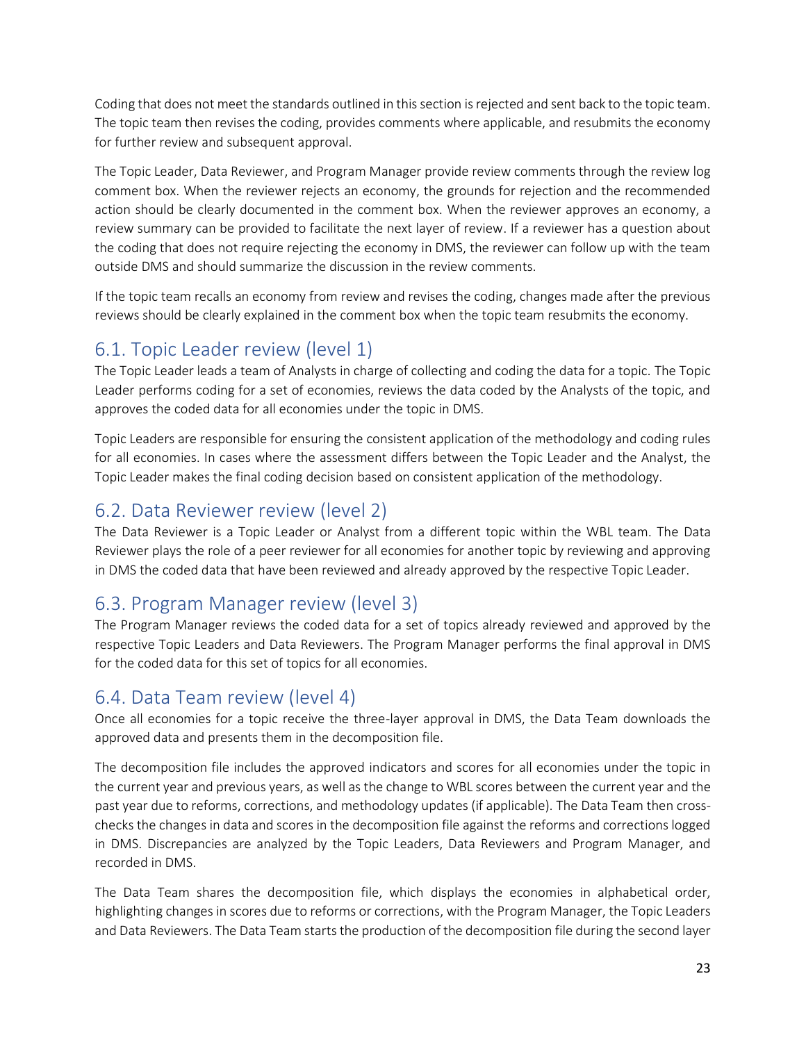Coding that does not meet the standards outlined in this section is rejected and sent back to the topic team. The topic team then revises the coding, provides comments where applicable, and resubmits the economy for further review and subsequent approval.

The Topic Leader, Data Reviewer, and Program Manager provide review comments through the review log comment box. When the reviewer rejects an economy, the grounds for rejection and the recommended action should be clearly documented in the comment box. When the reviewer approves an economy, a review summary can be provided to facilitate the next layer of review. If a reviewer has a question about the coding that does not require rejecting the economy in DMS, the reviewer can follow up with the team outside DMS and should summarize the discussion in the review comments.

If the topic team recalls an economy from review and revises the coding, changes made after the previous reviews should be clearly explained in the comment box when the topic team resubmits the economy.

## 6.1. Topic Leader review (level 1)

The Topic Leader leads a team of Analysts in charge of collecting and coding the data for a topic. The Topic Leader performs coding for a set of economies, reviews the data coded by the Analysts of the topic, and approves the coded data for all economies under the topic in DMS.

Topic Leaders are responsible for ensuring the consistent application of the methodology and coding rules for all economies. In cases where the assessment differs between the Topic Leader and the Analyst, the Topic Leader makes the final coding decision based on consistent application of the methodology.

## 6.2. Data Reviewer review (level 2)

The Data Reviewer is a Topic Leader or Analyst from a different topic within the WBL team. The Data Reviewer plays the role of a peer reviewer for all economies for another topic by reviewing and approving in DMS the coded data that have been reviewed and already approved by the respective Topic Leader.

## 6.3. Program Manager review (level 3)

The Program Manager reviews the coded data for a set of topics already reviewed and approved by the respective Topic Leaders and Data Reviewers. The Program Manager performs the final approval in DMS for the coded data for this set of topics for all economies.

## 6.4. Data Team review (level 4)

Once all economies for a topic receive the three-layer approval in DMS, the Data Team downloads the approved data and presents them in the decomposition file.

The decomposition file includes the approved indicators and scores for all economies under the topic in the current year and previous years, as well as the change to WBL scores between the current year and the past year due to reforms, corrections, and methodology updates (if applicable). The Data Team then cross-checks the changes in data and scores in the decomposition file against the reforms and corrections logged in DMS. Discrepancies are analyzed by the Topic Leaders, Data Reviewers and Program Manager, and recorded in DMS.

The Data Team shares the decomposition file, which displays the economies in alphabetical order, highlighting changes in scores due to reforms or corrections, with the Program Manager, the Topic Leaders and Data Reviewers. The Data Team starts the production of the decomposition file during the second layer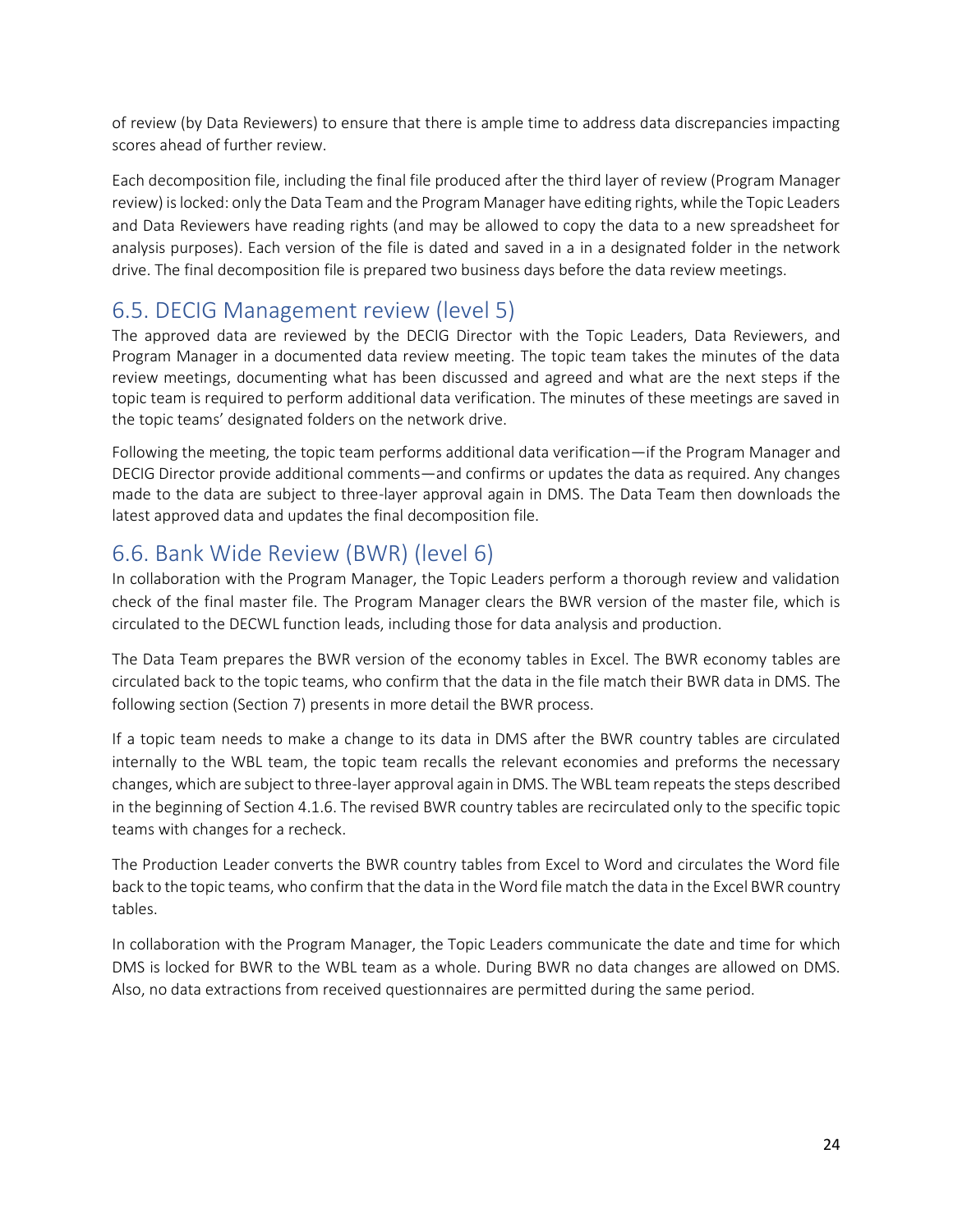of review (by Data Reviewers) to ensure that there is ample time to address data discrepancies impacting scores ahead of further review.

Each decomposition file, including the final file produced after the third layer of review (Program Manager review) is locked: only the Data Team and the Program Manager have editing rights, while the Topic Leaders and Data Reviewers have reading rights (and may be allowed to copy the data to a new spreadsheet for analysis purposes). Each version of the file is dated and saved in a in a designated folder in the network drive. The final decomposition file is prepared two business days before the data review meetings.

## 6.5. DECIG Management review (level 5)

The approved data are reviewed by the DECIG Director with the Topic Leaders, Data Reviewers, and Program Manager in a documented data review meeting. The topic team takes the minutes of the data review meetings, documenting what has been discussed and agreed and what are the next steps if the topic team is required to perform additional data verification. The minutes of these meetings are saved in the topic teams' designated folders on the network drive.

Following the meeting, the topic team performs additional data verification—if the Program Manager and DECIG Director provide additional comments—and confirms or updates the data as required. Any changes made to the data are subject to three-layer approval again in DMS. The Data Team then downloads the latest approved data and updates the final decomposition file.

## 6.6. Bank Wide Review (BWR) (level 6)

In collaboration with the Program Manager, the Topic Leaders perform a thorough review and validation check of the final master file. The Program Manager clears the BWR version of the master file, which is circulated to the DECWL function leads, including those for data analysis and production.

The Data Team prepares the BWR version of the economy tables in Excel. The BWR economy tables are circulated back to the topic teams, who confirm that the data in the file match their BWR data in DMS. The following section (Section 7) presents in more detail the BWR process.

If a topic team needs to make a change to its data in DMS after the BWR country tables are circulated internally to the WBL team, the topic team recalls the relevant economies and preforms the necessary changes, which are subject to three-layer approval again in DMS. The WBL team repeats the steps described in the beginning of Section 4.1.6. The revised BWR country tables are recirculated only to the specific topic teams with changes for a recheck.

The Production Leader converts the BWR country tables from Excel to Word and circulates the Word file back to the topic teams, who confirm that the data in the Word file match the data in the Excel BWR country tables.

In collaboration with the Program Manager, the Topic Leaders communicate the date and time for which DMS is locked for BWR to the WBL team as a whole. During BWR no data changes are allowed on DMS. Also, no data extractions from received questionnaires are permitted during the same period.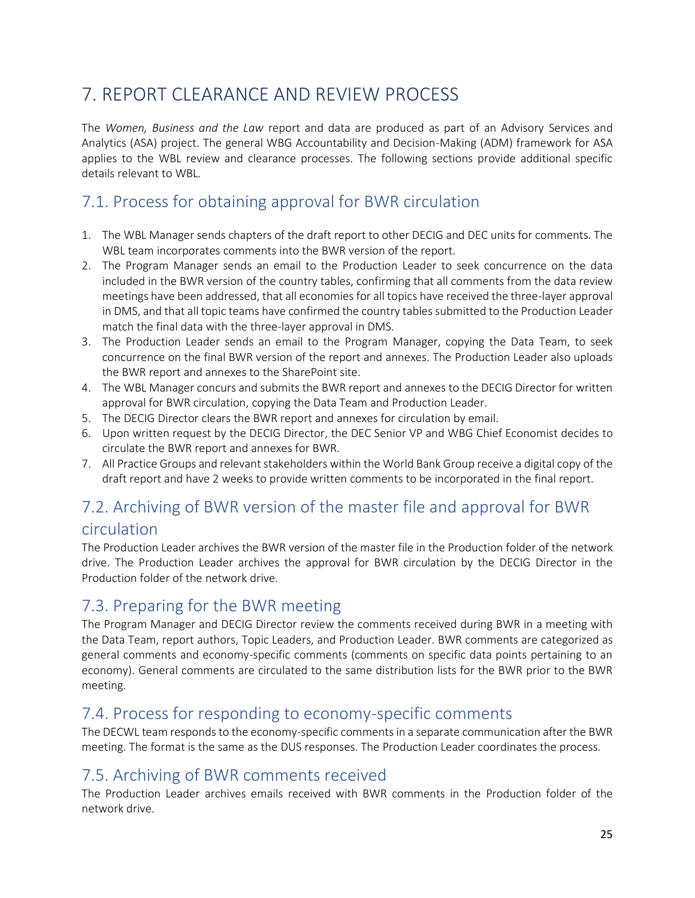# 7. REPORT CLEARANCE AND REVIEW PROCESS

The *Women, Business and the Law* report and data are produced as part of an Advisory Services and Analytics (ASA) project. The general WBG Accountability and Decision-Making (ADM) framework for ASA applies to the WBL review and clearance processes. The following sections provide additional specific details relevant to WBL.

## 7.1. Process for obtaining approval for BWR circulation

1. The WBL Manager sends chapters of the draft report to other DECIG and DEC units for comments. The WBL team incorporates comments into the BWR version of the report.
2. The Program Manager sends an email to the Production Leader to seek concurrence on the data included in the BWR version of the country tables, confirming that all comments from the data review meetings have been addressed, that all economies for all topics have received the three-layer approval in DMS, and that all topic teams have confirmed the country tables submitted to the Production Leader match the final data with the three-layer approval in DMS.
3. The Production Leader sends an email to the Program Manager, copying the Data Team, to seek concurrence on the final BWR version of the report and annexes. The Production Leader also uploads the BWR report and annexes to the SharePoint site.
4. The WBL Manager concurs and submits the BWR report and annexes to the DECIG Director for written approval for BWR circulation, copying the Data Team and Production Leader.
5. The DECIG Director clears the BWR report and annexes for circulation by email.
6. Upon written request by the DECIG Director, the DEC Senior VP and WBG Chief Economist decides to circulate the BWR report and annexes for BWR.
7. All Practice Groups and relevant stakeholders within the World Bank Group receive a digital copy of the draft report and have 2 weeks to provide written comments to be incorporated in the final report.

## 7.2. Archiving of BWR version of the master file and approval for BWR circulation

The Production Leader archives the BWR version of the master file in the Production folder of the network drive. The Production Leader archives the approval for BWR circulation by the DECIG Director in the Production folder of the network drive.

## 7.3. Preparing for the BWR meeting

The Program Manager and DECIG Director review the comments received during BWR in a meeting with the Data Team, report authors, Topic Leaders, and Production Leader. BWR comments are categorized as general comments and economy-specific comments (comments on specific data points pertaining to an economy). General comments are circulated to the same distribution lists for the BWR prior to the BWR meeting.

## 7.4. Process for responding to economy-specific comments

The DECWL team responds to the economy-specific comments in a separate communication after the BWR meeting. The format is the same as the DUS responses. The Production Leader coordinates the process.

## 7.5. Archiving of BWR comments received

The Production Leader archives emails received with BWR comments in the Production folder of the network drive.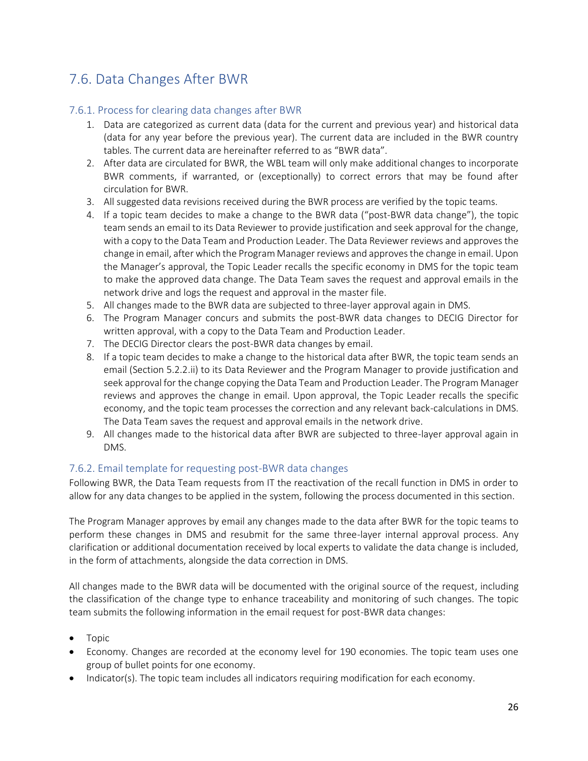## 7.6. Data Changes After BWR

### 7.6.1. Process for clearing data changes after BWR

1. Data are categorized as current data (data for the current and previous year) and historical data (data for any year before the previous year). The current data are included in the BWR country tables. The current data are hereinafter referred to as "BWR data".
2. After data are circulated for BWR, the WBL team will only make additional changes to incorporate BWR comments, if warranted, or (exceptionally) to correct errors that may be found after circulation for BWR.
3. All suggested data revisions received during the BWR process are verified by the topic teams.
4. If a topic team decides to make a change to the BWR data ("post-BWR data change"), the topic team sends an email to its Data Reviewer to provide justification and seek approval for the change, with a copy to the Data Team and Production Leader. The Data Reviewer reviews and approves the change in email, after which the Program Manager reviews and approves the change in email. Upon the Manager's approval, the Topic Leader recalls the specific economy in DMS for the topic team to make the approved data change. The Data Team saves the request and approval emails in the network drive and logs the request and approval in the master file.
5. All changes made to the BWR data are subjected to three-layer approval again in DMS.
6. The Program Manager concurs and submits the post-BWR data changes to DECIG Director for written approval, with a copy to the Data Team and Production Leader.
7. The DECIG Director clears the post-BWR data changes by email.
8. If a topic team decides to make a change to the historical data after BWR, the topic team sends an email (Section 5.2.2.ii) to its Data Reviewer and the Program Manager to provide justification and seek approval for the change copying the Data Team and Production Leader. The Program Manager reviews and approves the change in email. Upon approval, the Topic Leader recalls the specific economy, and the topic team processes the correction and any relevant back-calculations in DMS. The Data Team saves the request and approval emails in the network drive.
9. All changes made to the historical data after BWR are subjected to three-layer approval again in DMS.

### 7.6.2. Email template for requesting post-BWR data changes

Following BWR, the Data Team requests from IT the reactivation of the recall function in DMS in order to allow for any data changes to be applied in the system, following the process documented in this section.

The Program Manager approves by email any changes made to the data after BWR for the topic teams to perform these changes in DMS and resubmit for the same three-layer internal approval process. Any clarification or additional documentation received by local experts to validate the data change is included, in the form of attachments, alongside the data correction in DMS.

All changes made to the BWR data will be documented with the original source of the request, including the classification of the change type to enhance traceability and monitoring of such changes. The topic team submits the following information in the email request for post-BWR data changes:

- Topic
- Economy. Changes are recorded at the economy level for 190 economies. The topic team uses one group of bullet points for one economy.
- Indicator(s). The topic team includes all indicators requiring modification for each economy.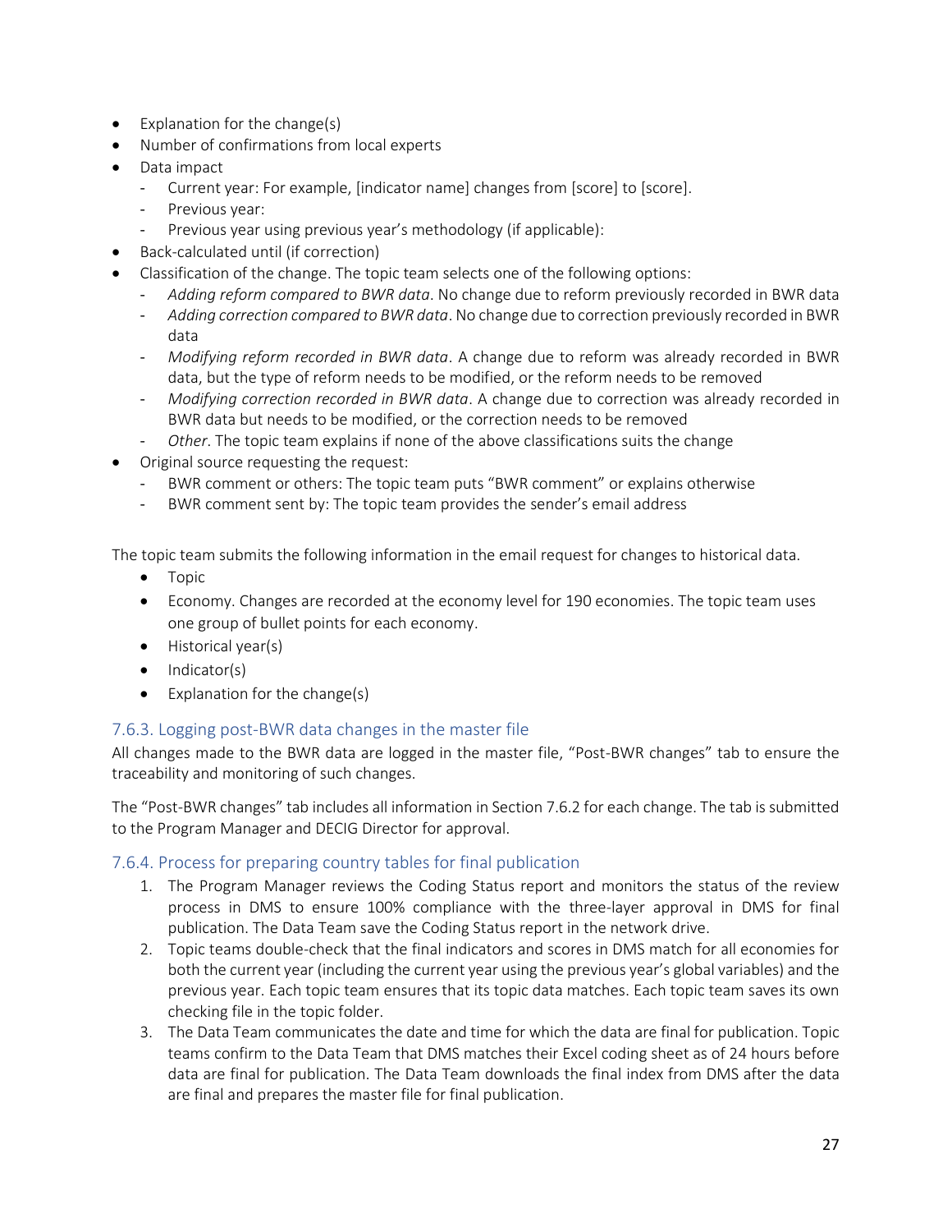- Explanation for the change(s)
- Number of confirmations from local experts
- Data impact
  - Current year: For example, [indicator name] changes from [score] to [score].
  - Previous year:
  - Previous year using previous year's methodology (if applicable):
- Back-calculated until (if correction)
- Classification of the change. The topic team selects one of the following options:
  - *Adding reform compared to BWR data*. No change due to reform previously recorded in BWR data
  - *Adding correction compared to BWR data*. No change due to correction previously recorded in BWR data
  - *Modifying reform recorded in BWR data*. A change due to reform was already recorded in BWR data, but the type of reform needs to be modified, or the reform needs to be removed
  - *Modifying correction recorded in BWR data*. A change due to correction was already recorded in BWR data but needs to be modified, or the correction needs to be removed
  - *Other*. The topic team explains if none of the above classifications suits the change
- Original source requesting the request:
  - BWR comment or others: The topic team puts "BWR comment" or explains otherwise
  - BWR comment sent by: The topic team provides the sender's email address

The topic team submits the following information in the email request for changes to historical data.

- Topic
- Economy. Changes are recorded at the economy level for 190 economies. The topic team uses one group of bullet points for each economy.
- Historical year(s)
- Indicator(s)
- Explanation for the change(s)

### 7.6.3. Logging post-BWR data changes in the master file

All changes made to the BWR data are logged in the master file, "Post-BWR changes" tab to ensure the traceability and monitoring of such changes.

The "Post-BWR changes" tab includes all information in Section 7.6.2 for each change. The tab is submitted to the Program Manager and DECIG Director for approval.

### 7.6.4. Process for preparing country tables for final publication

1. The Program Manager reviews the Coding Status report and monitors the status of the review process in DMS to ensure 100% compliance with the three-layer approval in DMS for final publication. The Data Team save the Coding Status report in the network drive.
2. Topic teams double-check that the final indicators and scores in DMS match for all economies for both the current year (including the current year using the previous year's global variables) and the previous year. Each topic team ensures that its topic data matches. Each topic team saves its own checking file in the topic folder.
3. The Data Team communicates the date and time for which the data are final for publication. Topic teams confirm to the Data Team that DMS matches their Excel coding sheet as of 24 hours before data are final for publication. The Data Team downloads the final index from DMS after the data are final and prepares the master file for final publication.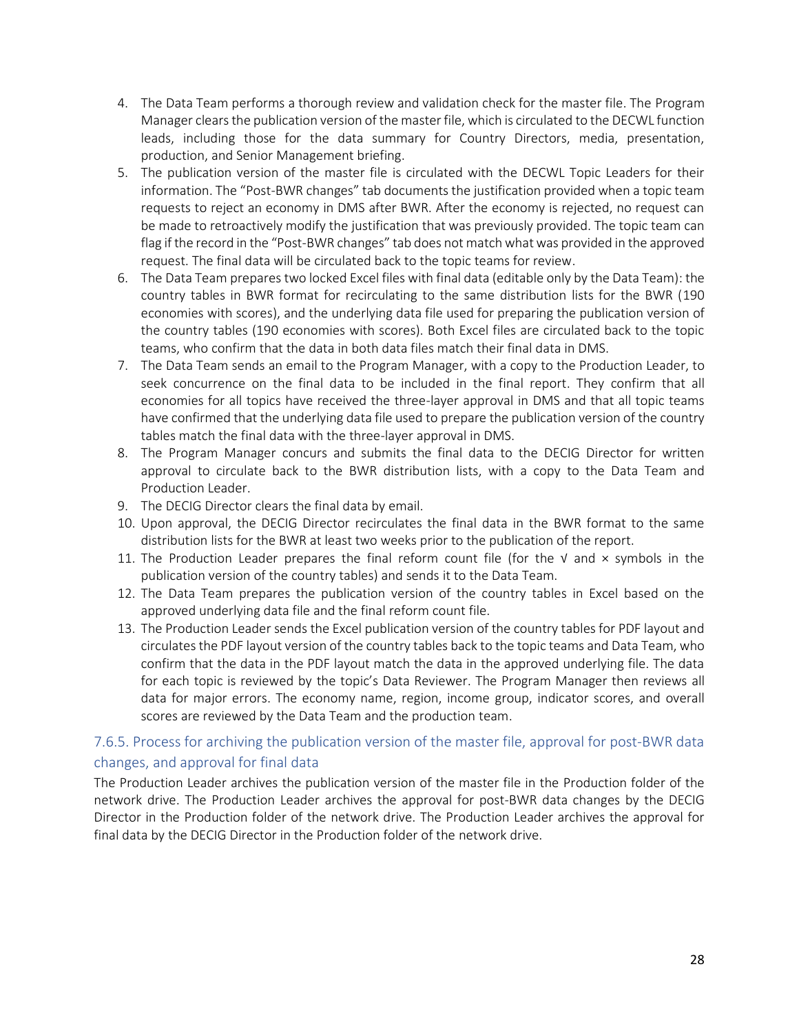4. The Data Team performs a thorough review and validation check for the master file. The Program Manager clears the publication version of the master file, which is circulated to the DECWL function leads, including those for the data summary for Country Directors, media, presentation, production, and Senior Management briefing.
5. The publication version of the master file is circulated with the DECWL Topic Leaders for their information. The "Post-BWR changes" tab documents the justification provided when a topic team requests to reject an economy in DMS after BWR. After the economy is rejected, no request can be made to retroactively modify the justification that was previously provided. The topic team can flag if the record in the "Post-BWR changes" tab does not match what was provided in the approved request. The final data will be circulated back to the topic teams for review.
6. The Data Team prepares two locked Excel files with final data (editable only by the Data Team): the country tables in BWR format for recirculating to the same distribution lists for the BWR (190 economies with scores), and the underlying data file used for preparing the publication version of the country tables (190 economies with scores). Both Excel files are circulated back to the topic teams, who confirm that the data in both data files match their final data in DMS.
7. The Data Team sends an email to the Program Manager, with a copy to the Production Leader, to seek concurrence on the final data to be included in the final report. They confirm that all economies for all topics have received the three-layer approval in DMS and that all topic teams have confirmed that the underlying data file used to prepare the publication version of the country tables match the final data with the three-layer approval in DMS.
8. The Program Manager concurs and submits the final data to the DECIG Director for written approval to circulate back to the BWR distribution lists, with a copy to the Data Team and Production Leader.
9. The DECIG Director clears the final data by email.
10. Upon approval, the DECIG Director recirculates the final data in the BWR format to the same distribution lists for the BWR at least two weeks prior to the publication of the report.
11. The Production Leader prepares the final reform count file (for the √ and × symbols in the publication version of the country tables) and sends it to the Data Team.
12. The Data Team prepares the publication version of the country tables in Excel based on the approved underlying data file and the final reform count file.
13. The Production Leader sends the Excel publication version of the country tables for PDF layout and circulates the PDF layout version of the country tables back to the topic teams and Data Team, who confirm that the data in the PDF layout match the data in the approved underlying file. The data for each topic is reviewed by the topic's Data Reviewer. The Program Manager then reviews all data for major errors. The economy name, region, income group, indicator scores, and overall scores are reviewed by the Data Team and the production team.

### 7.6.5. Process for archiving the publication version of the master file, approval for post-BWR data changes, and approval for final data

The Production Leader archives the publication version of the master file in the Production folder of the network drive. The Production Leader archives the approval for post-BWR data changes by the DECIG Director in the Production folder of the network drive. The Production Leader archives the approval for final data by the DECIG Director in the Production folder of the network drive.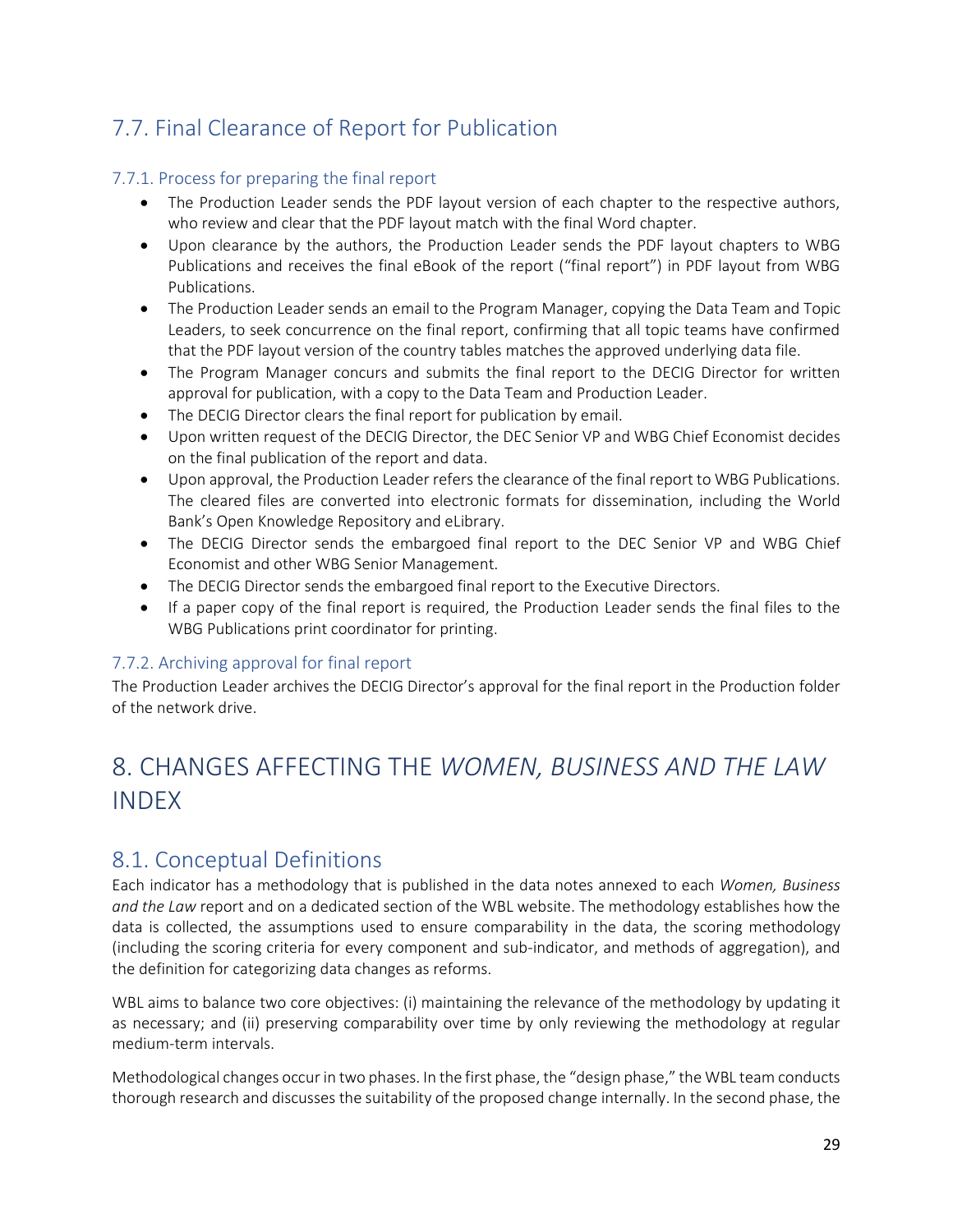## 7.7. Final Clearance of Report for Publication

### 7.7.1. Process for preparing the final report

- The Production Leader sends the PDF layout version of each chapter to the respective authors, who review and clear that the PDF layout match with the final Word chapter.
- Upon clearance by the authors, the Production Leader sends the PDF layout chapters to WBG Publications and receives the final eBook of the report ("final report") in PDF layout from WBG Publications.
- The Production Leader sends an email to the Program Manager, copying the Data Team and Topic Leaders, to seek concurrence on the final report, confirming that all topic teams have confirmed that the PDF layout version of the country tables matches the approved underlying data file.
- The Program Manager concurs and submits the final report to the DECIG Director for written approval for publication, with a copy to the Data Team and Production Leader.
- The DECIG Director clears the final report for publication by email.
- Upon written request of the DECIG Director, the DEC Senior VP and WBG Chief Economist decides on the final publication of the report and data.
- Upon approval, the Production Leader refers the clearance of the final report to WBG Publications. The cleared files are converted into electronic formats for dissemination, including the World Bank's Open Knowledge Repository and eLibrary.
- The DECIG Director sends the embargoed final report to the DEC Senior VP and WBG Chief Economist and other WBG Senior Management.
- The DECIG Director sends the embargoed final report to the Executive Directors.
- If a paper copy of the final report is required, the Production Leader sends the final files to the WBG Publications print coordinator for printing.

### 7.7.2. Archiving approval for final report

The Production Leader archives the DECIG Director's approval for the final report in the Production folder of the network drive.

# 8. CHANGES AFFECTING THE *WOMEN, BUSINESS AND THE LAW* INDEX

## 8.1. Conceptual Definitions

Each indicator has a methodology that is published in the data notes annexed to each *Women, Business and the Law* report and on a dedicated section of the WBL website. The methodology establishes how the data is collected, the assumptions used to ensure comparability in the data, the scoring methodology (including the scoring criteria for every component and sub-indicator, and methods of aggregation), and the definition for categorizing data changes as reforms.

WBL aims to balance two core objectives: (i) maintaining the relevance of the methodology by updating it as necessary; and (ii) preserving comparability over time by only reviewing the methodology at regular medium-term intervals.

Methodological changes occur in two phases. In the first phase, the "design phase," the WBL team conducts thorough research and discusses the suitability of the proposed change internally. In the second phase, the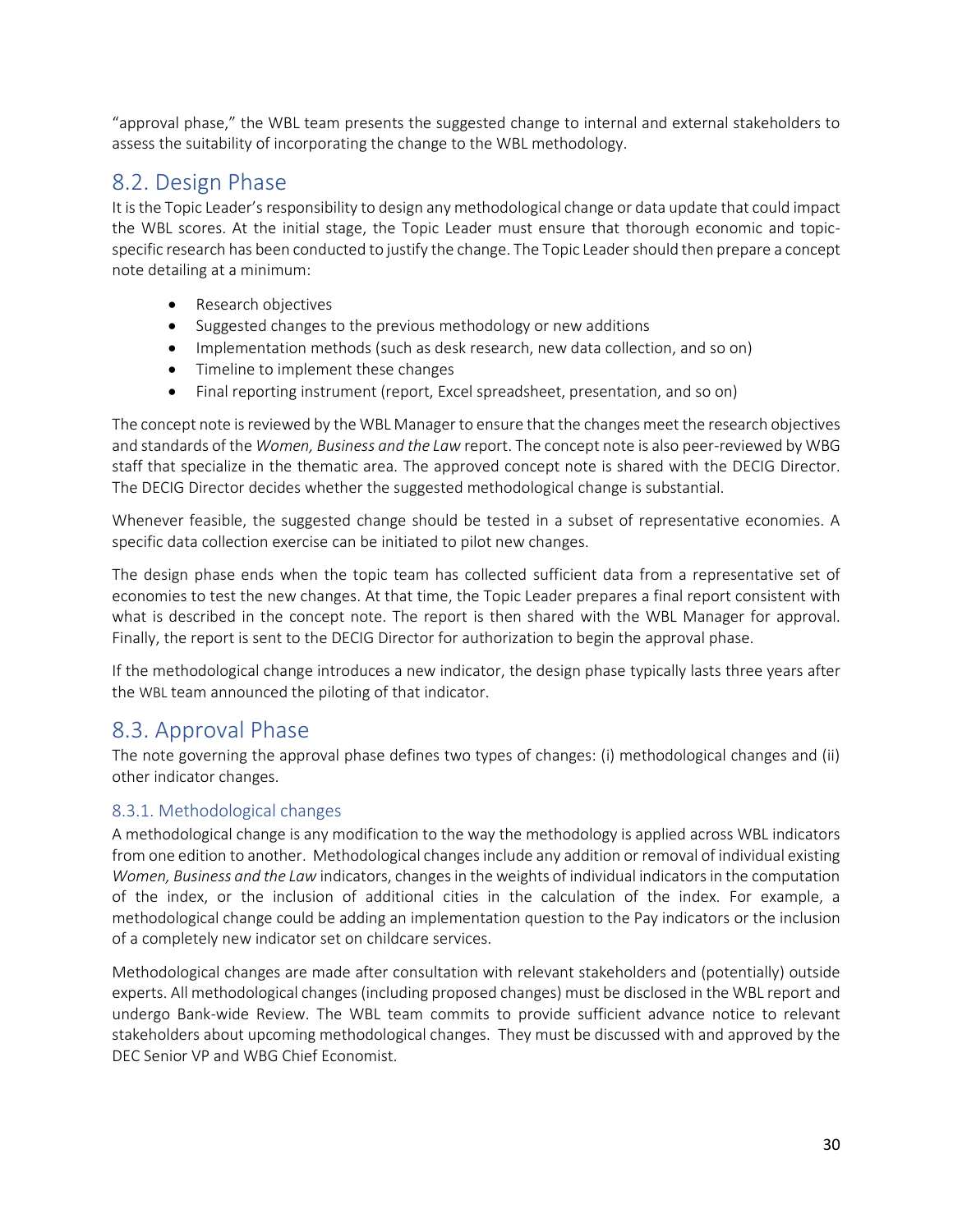"approval phase," the WBL team presents the suggested change to internal and external stakeholders to assess the suitability of incorporating the change to the WBL methodology.

## 8.2. Design Phase

It is the Topic Leader's responsibility to design any methodological change or data update that could impact the WBL scores. At the initial stage, the Topic Leader must ensure that thorough economic and topic-specific research has been conducted to justify the change. The Topic Leader should then prepare a concept note detailing at a minimum:

- Research objectives
- Suggested changes to the previous methodology or new additions
- Implementation methods (such as desk research, new data collection, and so on)
- Timeline to implement these changes
- Final reporting instrument (report, Excel spreadsheet, presentation, and so on)

The concept note is reviewed by the WBL Manager to ensure that the changes meet the research objectives and standards of the *Women, Business and the Law* report. The concept note is also peer-reviewed by WBG staff that specialize in the thematic area. The approved concept note is shared with the DECIG Director. The DECIG Director decides whether the suggested methodological change is substantial.

Whenever feasible, the suggested change should be tested in a subset of representative economies. A specific data collection exercise can be initiated to pilot new changes.

The design phase ends when the topic team has collected sufficient data from a representative set of economies to test the new changes. At that time, the Topic Leader prepares a final report consistent with what is described in the concept note. The report is then shared with the WBL Manager for approval. Finally, the report is sent to the DECIG Director for authorization to begin the approval phase.

If the methodological change introduces a new indicator, the design phase typically lasts three years after the WBL team announced the piloting of that indicator.

## 8.3. Approval Phase

The note governing the approval phase defines two types of changes: (i) methodological changes and (ii) other indicator changes.

### 8.3.1. Methodological changes

A methodological change is any modification to the way the methodology is applied across WBL indicators from one edition to another. Methodological changes include any addition or removal of individual existing *Women, Business and the Law* indicators, changes in the weights of individual indicators in the computation of the index, or the inclusion of additional cities in the calculation of the index. For example, a methodological change could be adding an implementation question to the Pay indicators or the inclusion of a completely new indicator set on childcare services.

Methodological changes are made after consultation with relevant stakeholders and (potentially) outside experts. All methodological changes (including proposed changes) must be disclosed in the WBL report and undergo Bank-wide Review. The WBL team commits to provide sufficient advance notice to relevant stakeholders about upcoming methodological changes. They must be discussed with and approved by the DEC Senior VP and WBG Chief Economist.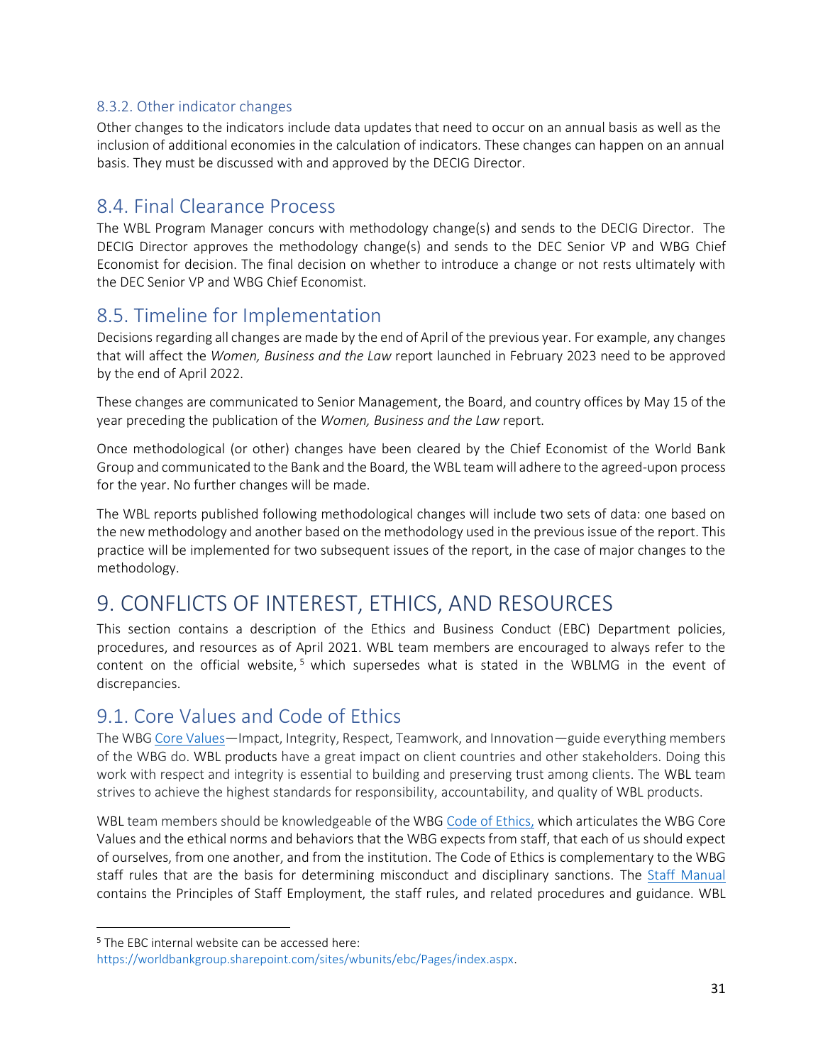#### 8.3.2. Other indicator changes

Other changes to the indicators include data updates that need to occur on an annual basis as well as the inclusion of additional economies in the calculation of indicators. These changes can happen on an annual basis. They must be discussed with and approved by the DECIG Director.

### 8.4. Final Clearance Process

The WBL Program Manager concurs with methodology change(s) and sends to the DECIG Director. The DECIG Director approves the methodology change(s) and sends to the DEC Senior VP and WBG Chief Economist for decision. The final decision on whether to introduce a change or not rests ultimately with the DEC Senior VP and WBG Chief Economist.

### 8.5. Timeline for Implementation

Decisions regarding all changes are made by the end of April of the previous year. For example, any changes that will affect the *Women, Business and the Law* report launched in February 2023 need to be approved by the end of April 2022.

These changes are communicated to Senior Management, the Board, and country offices by May 15 of the year preceding the publication of the *Women, Business and the Law* report.

Once methodological (or other) changes have been cleared by the Chief Economist of the World Bank Group and communicated to the Bank and the Board, the WBL team will adhere to the agreed-upon process for the year. No further changes will be made.

The WBL reports published following methodological changes will include two sets of data: one based on the new methodology and another based on the methodology used in the previous issue of the report. This practice will be implemented for two subsequent issues of the report, in the case of major changes to the methodology.

## 9. CONFLICTS OF INTEREST, ETHICS, AND RESOURCES

This section contains a description of the Ethics and Business Conduct (EBC) Department policies, procedures, and resources as of April 2021. WBL team members are encouraged to always refer to the content on the official website,[5] which supersedes what is stated in the WBLMG in the event of discrepancies.

### 9.1. Core Values and Code of Ethics

The WBG Core Values—Impact, Integrity, Respect, Teamwork, and Innovation—guide everything members of the WBG do. WBL products have a great impact on client countries and other stakeholders. Doing this work with respect and integrity is essential to building and preserving trust among clients. The WBL team strives to achieve the highest standards for responsibility, accountability, and quality of WBL products.

WBL team members should be knowledgeable of the WBG Code of Ethics, which articulates the WBG Core Values and the ethical norms and behaviors that the WBG expects from staff, that each of us should expect of ourselves, from one another, and from the institution. The Code of Ethics is complementary to the WBG staff rules that are the basis for determining misconduct and disciplinary sanctions. The Staff Manual contains the Principles of Staff Employment, the staff rules, and related procedures and guidance. WBL

[5] The EBC internal website can be accessed here: https://worldbankgroup.sharepoint.com/sites/wbunits/ebc/Pages/index.aspx.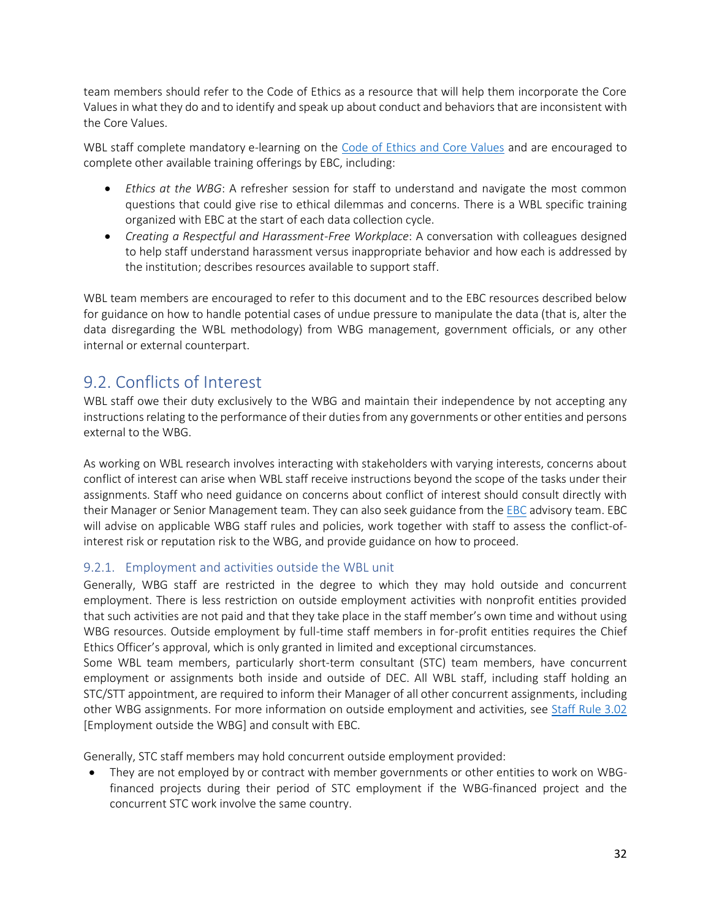team members should refer to the Code of Ethics as a resource that will help them incorporate the Core Values in what they do and to identify and speak up about conduct and behaviors that are inconsistent with the Core Values.

WBL staff complete mandatory e-learning on the [Code of Ethics and Core Values] and are encouraged to complete other available training offerings by EBC, including:

- *Ethics at the WBG*: A refresher session for staff to understand and navigate the most common questions that could give rise to ethical dilemmas and concerns. There is a WBL specific training organized with EBC at the start of each data collection cycle.
- *Creating a Respectful and Harassment-Free Workplace*: A conversation with colleagues designed to help staff understand harassment versus inappropriate behavior and how each is addressed by the institution; describes resources available to support staff.

WBL team members are encouraged to refer to this document and to the EBC resources described below for guidance on how to handle potential cases of undue pressure to manipulate the data (that is, alter the data disregarding the WBL methodology) from WBG management, government officials, or any other internal or external counterpart.

## 9.2. Conflicts of Interest

WBL staff owe their duty exclusively to the WBG and maintain their independence by not accepting any instructions relating to the performance of their duties from any governments or other entities and persons external to the WBG.

As working on WBL research involves interacting with stakeholders with varying interests, concerns about conflict of interest can arise when WBL staff receive instructions beyond the scope of the tasks under their assignments. Staff who need guidance on concerns about conflict of interest should consult directly with their Manager or Senior Management team. They can also seek guidance from the EBC advisory team. EBC will advise on applicable WBG staff rules and policies, work together with staff to assess the conflict-of-interest risk or reputation risk to the WBG, and provide guidance on how to proceed.

### 9.2.1. Employment and activities outside the WBL unit

Generally, WBG staff are restricted in the degree to which they may hold outside and concurrent employment. There is less restriction on outside employment activities with nonprofit entities provided that such activities are not paid and that they take place in the staff member's own time and without using WBG resources. Outside employment by full-time staff members in for-profit entities requires the Chief Ethics Officer's approval, which is only granted in limited and exceptional circumstances.

Some WBL team members, particularly short-term consultant (STC) team members, have concurrent employment or assignments both inside and outside of DEC. All WBL staff, including staff holding an STC/STT appointment, are required to inform their Manager of all other concurrent assignments, including other WBG assignments. For more information on outside employment and activities, see Staff Rule 3.02 [Employment outside the WBG] and consult with EBC.

Generally, STC staff members may hold concurrent outside employment provided:

- They are not employed by or contract with member governments or other entities to work on WBG-financed projects during their period of STC employment if the WBG-financed project and the concurrent STC work involve the same country.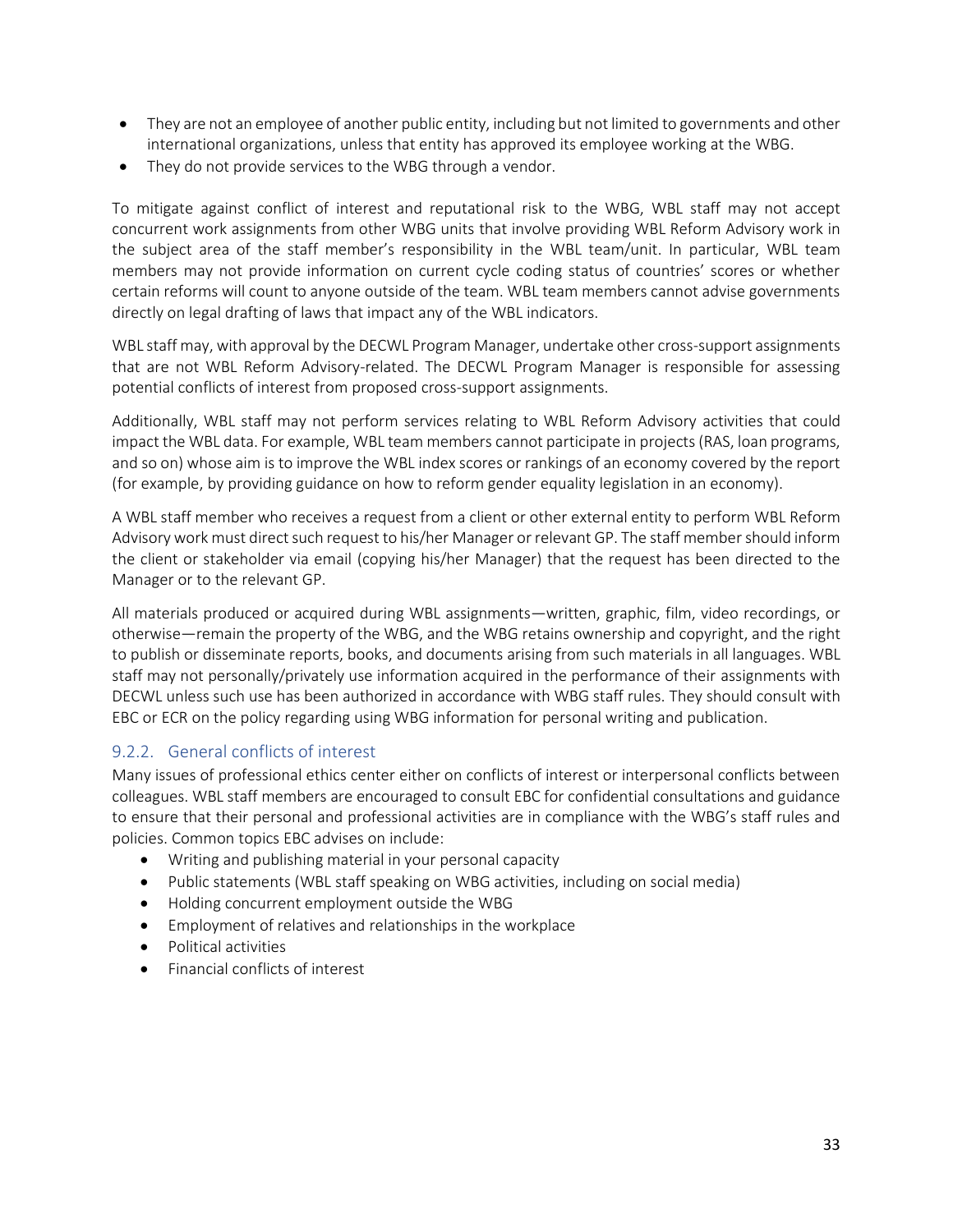- They are not an employee of another public entity, including but not limited to governments and other international organizations, unless that entity has approved its employee working at the WBG.
- They do not provide services to the WBG through a vendor.

To mitigate against conflict of interest and reputational risk to the WBG, WBL staff may not accept concurrent work assignments from other WBG units that involve providing WBL Reform Advisory work in the subject area of the staff member's responsibility in the WBL team/unit. In particular, WBL team members may not provide information on current cycle coding status of countries' scores or whether certain reforms will count to anyone outside of the team. WBL team members cannot advise governments directly on legal drafting of laws that impact any of the WBL indicators.

WBL staff may, with approval by the DECWL Program Manager, undertake other cross-support assignments that are not WBL Reform Advisory-related. The DECWL Program Manager is responsible for assessing potential conflicts of interest from proposed cross-support assignments.

Additionally, WBL staff may not perform services relating to WBL Reform Advisory activities that could impact the WBL data. For example, WBL team members cannot participate in projects (RAS, loan programs, and so on) whose aim is to improve the WBL index scores or rankings of an economy covered by the report (for example, by providing guidance on how to reform gender equality legislation in an economy).

A WBL staff member who receives a request from a client or other external entity to perform WBL Reform Advisory work must direct such request to his/her Manager or relevant GP. The staff member should inform the client or stakeholder via email (copying his/her Manager) that the request has been directed to the Manager or to the relevant GP.

All materials produced or acquired during WBL assignments—written, graphic, film, video recordings, or otherwise—remain the property of the WBG, and the WBG retains ownership and copyright, and the right to publish or disseminate reports, books, and documents arising from such materials in all languages. WBL staff may not personally/privately use information acquired in the performance of their assignments with DECWL unless such use has been authorized in accordance with WBG staff rules. They should consult with EBC or ECR on the policy regarding using WBG information for personal writing and publication.

### 9.2.2. General conflicts of interest

Many issues of professional ethics center either on conflicts of interest or interpersonal conflicts between colleagues. WBL staff members are encouraged to consult EBC for confidential consultations and guidance to ensure that their personal and professional activities are in compliance with the WBG's staff rules and policies. Common topics EBC advises on include:

- Writing and publishing material in your personal capacity
- Public statements (WBL staff speaking on WBG activities, including on social media)
- Holding concurrent employment outside the WBG
- Employment of relatives and relationships in the workplace
- Political activities
- Financial conflicts of interest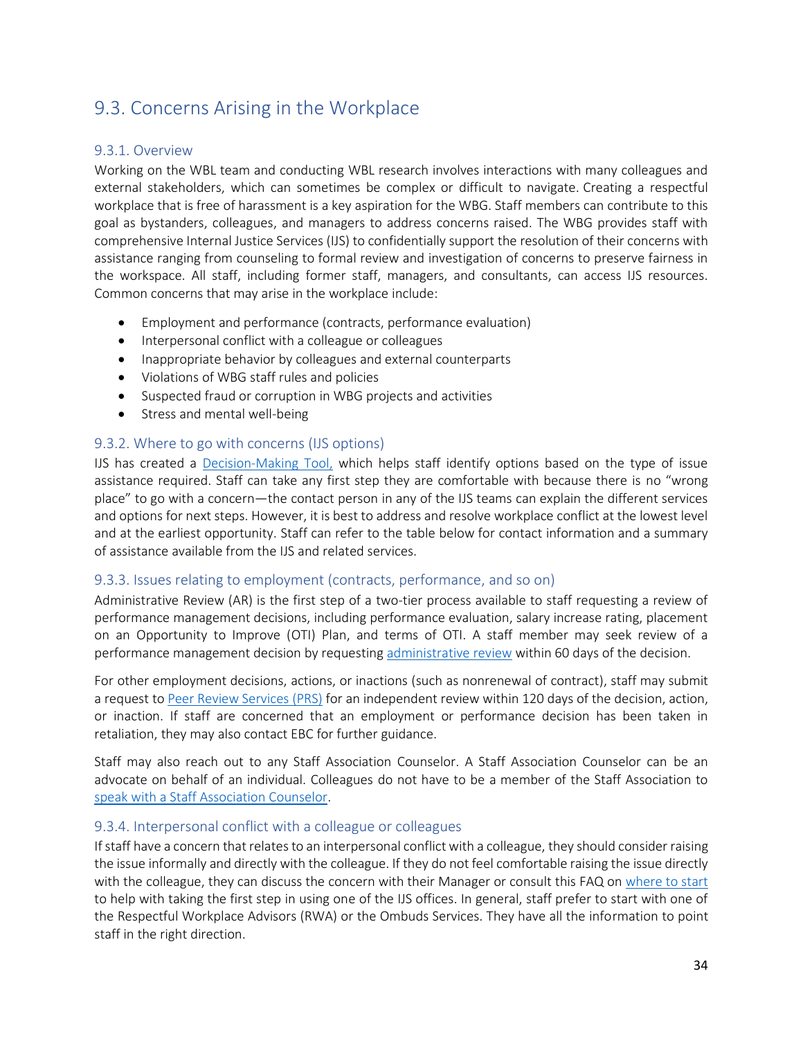## 9.3. Concerns Arising in the Workplace

### 9.3.1. Overview

Working on the WBL team and conducting WBL research involves interactions with many colleagues and external stakeholders, which can sometimes be complex or difficult to navigate. Creating a respectful workplace that is free of harassment is a key aspiration for the WBG. Staff members can contribute to this goal as bystanders, colleagues, and managers to address concerns raised. The WBG provides staff with comprehensive Internal Justice Services (IJS) to confidentially support the resolution of their concerns with assistance ranging from counseling to formal review and investigation of concerns to preserve fairness in the workspace. All staff, including former staff, managers, and consultants, can access IJS resources. Common concerns that may arise in the workplace include:

- Employment and performance (contracts, performance evaluation)
- Interpersonal conflict with a colleague or colleagues
- Inappropriate behavior by colleagues and external counterparts
- Violations of WBG staff rules and policies
- Suspected fraud or corruption in WBG projects and activities
- Stress and mental well-being

### 9.3.2. Where to go with concerns (IJS options)

IJS has created a Decision-Making Tool, which helps staff identify options based on the type of issue assistance required. Staff can take any first step they are comfortable with because there is no "wrong place" to go with a concern—the contact person in any of the IJS teams can explain the different services and options for next steps. However, it is best to address and resolve workplace conflict at the lowest level and at the earliest opportunity. Staff can refer to the table below for contact information and a summary of assistance available from the IJS and related services.

### 9.3.3. Issues relating to employment (contracts, performance, and so on)

Administrative Review (AR) is the first step of a two-tier process available to staff requesting a review of performance management decisions, including performance evaluation, salary increase rating, placement on an Opportunity to Improve (OTI) Plan, and terms of OTI. A staff member may seek review of a performance management decision by requesting administrative review within 60 days of the decision.

For other employment decisions, actions, or inactions (such as nonrenewal of contract), staff may submit a request to Peer Review Services (PRS) for an independent review within 120 days of the decision, action, or inaction. If staff are concerned that an employment or performance decision has been taken in retaliation, they may also contact EBC for further guidance.

Staff may also reach out to any Staff Association Counselor. A Staff Association Counselor can be an advocate on behalf of an individual. Colleagues do not have to be a member of the Staff Association to speak with a Staff Association Counselor.

### 9.3.4. Interpersonal conflict with a colleague or colleagues

If staff have a concern that relates to an interpersonal conflict with a colleague, they should consider raising the issue informally and directly with the colleague. If they do not feel comfortable raising the issue directly with the colleague, they can discuss the concern with their Manager or consult this FAQ on where to start to help with taking the first step in using one of the IJS offices. In general, staff prefer to start with one of the Respectful Workplace Advisors (RWA) or the Ombuds Services. They have all the information to point staff in the right direction.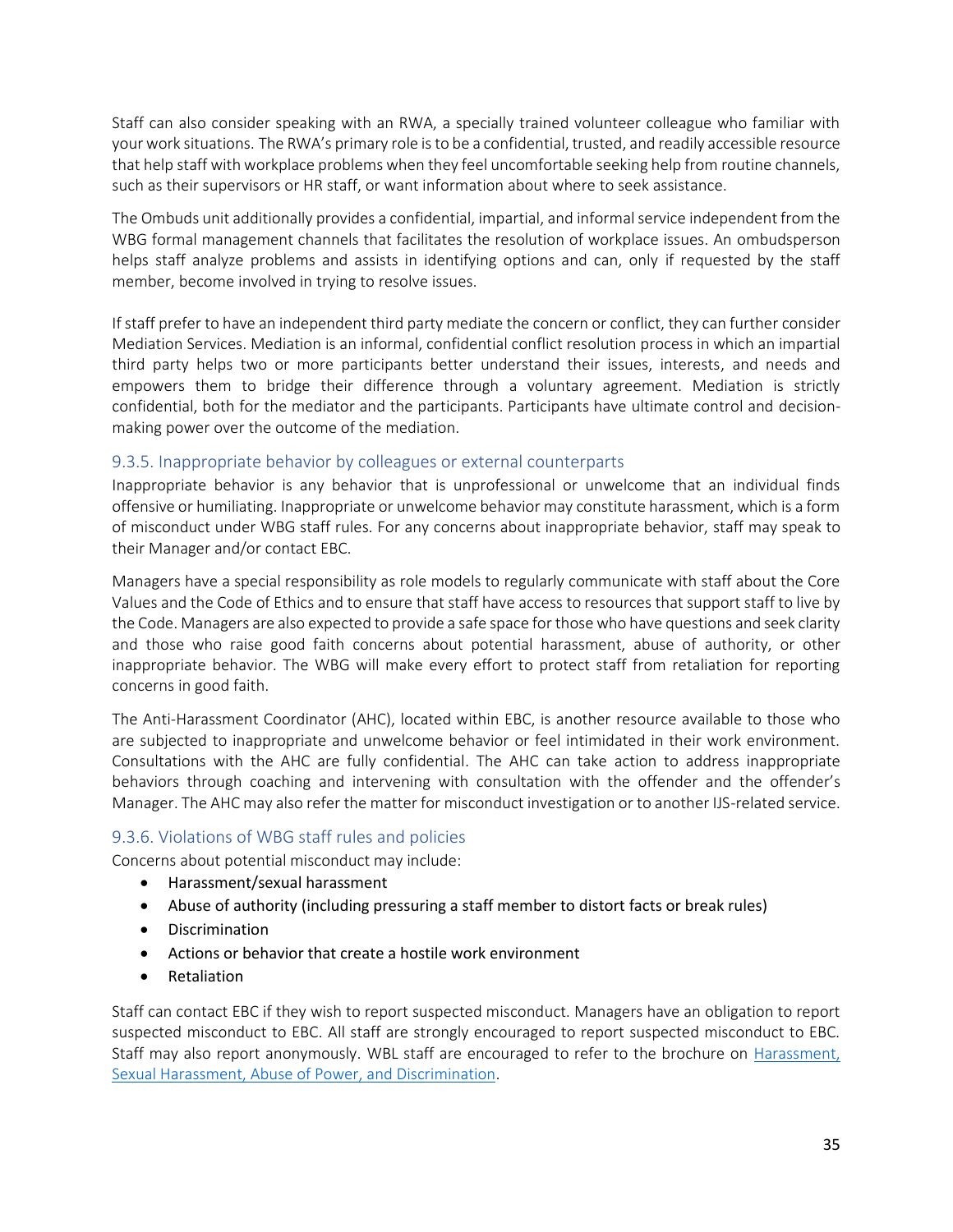Staff can also consider speaking with an RWA, a specially trained volunteer colleague who familiar with your work situations. The RWA's primary role is to be a confidential, trusted, and readily accessible resource that help staff with workplace problems when they feel uncomfortable seeking help from routine channels, such as their supervisors or HR staff, or want information about where to seek assistance.

The Ombuds unit additionally provides a confidential, impartial, and informal service independent from the WBG formal management channels that facilitates the resolution of workplace issues. An ombudsperson helps staff analyze problems and assists in identifying options and can, only if requested by the staff member, become involved in trying to resolve issues.

If staff prefer to have an independent third party mediate the concern or conflict, they can further consider Mediation Services. Mediation is an informal, confidential conflict resolution process in which an impartial third party helps two or more participants better understand their issues, interests, and needs and empowers them to bridge their difference through a voluntary agreement. Mediation is strictly confidential, both for the mediator and the participants. Participants have ultimate control and decision-making power over the outcome of the mediation.

### 9.3.5. Inappropriate behavior by colleagues or external counterparts

Inappropriate behavior is any behavior that is unprofessional or unwelcome that an individual finds offensive or humiliating. Inappropriate or unwelcome behavior may constitute harassment, which is a form of misconduct under WBG staff rules. For any concerns about inappropriate behavior, staff may speak to their Manager and/or contact EBC.

Managers have a special responsibility as role models to regularly communicate with staff about the Core Values and the Code of Ethics and to ensure that staff have access to resources that support staff to live by the Code. Managers are also expected to provide a safe space for those who have questions and seek clarity and those who raise good faith concerns about potential harassment, abuse of authority, or other inappropriate behavior. The WBG will make every effort to protect staff from retaliation for reporting concerns in good faith.

The Anti-Harassment Coordinator (AHC), located within EBC, is another resource available to those who are subjected to inappropriate and unwelcome behavior or feel intimidated in their work environment. Consultations with the AHC are fully confidential. The AHC can take action to address inappropriate behaviors through coaching and intervening with consultation with the offender and the offender's Manager. The AHC may also refer the matter for misconduct investigation or to another IJS-related service.

### 9.3.6. Violations of WBG staff rules and policies

Concerns about potential misconduct may include:

- Harassment/sexual harassment
- Abuse of authority (including pressuring a staff member to distort facts or break rules)
- Discrimination
- Actions or behavior that create a hostile work environment
- Retaliation

Staff can contact EBC if they wish to report suspected misconduct. Managers have an obligation to report suspected misconduct to EBC. All staff are strongly encouraged to report suspected misconduct to EBC. Staff may also report anonymously. WBL staff are encouraged to refer to the brochure on Harassment, Sexual Harassment, Abuse of Power, and Discrimination.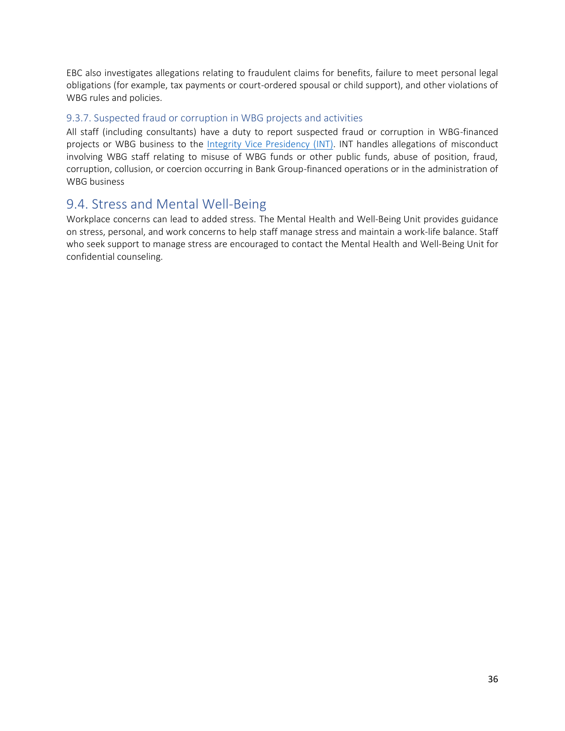EBC also investigates allegations relating to fraudulent claims for benefits, failure to meet personal legal obligations (for example, tax payments or court-ordered spousal or child support), and other violations of WBG rules and policies.

### 9.3.7. Suspected fraud or corruption in WBG projects and activities

All staff (including consultants) have a duty to report suspected fraud or corruption in WBG-financed projects or WBG business to the Integrity Vice Presidency (INT). INT handles allegations of misconduct involving WBG staff relating to misuse of WBG funds or other public funds, abuse of position, fraud, corruption, collusion, or coercion occurring in Bank Group-financed operations or in the administration of WBG business

## 9.4. Stress and Mental Well-Being

Workplace concerns can lead to added stress. The Mental Health and Well-Being Unit provides guidance on stress, personal, and work concerns to help staff manage stress and maintain a work-life balance. Staff who seek support to manage stress are encouraged to contact the Mental Health and Well-Being Unit for confidential counseling.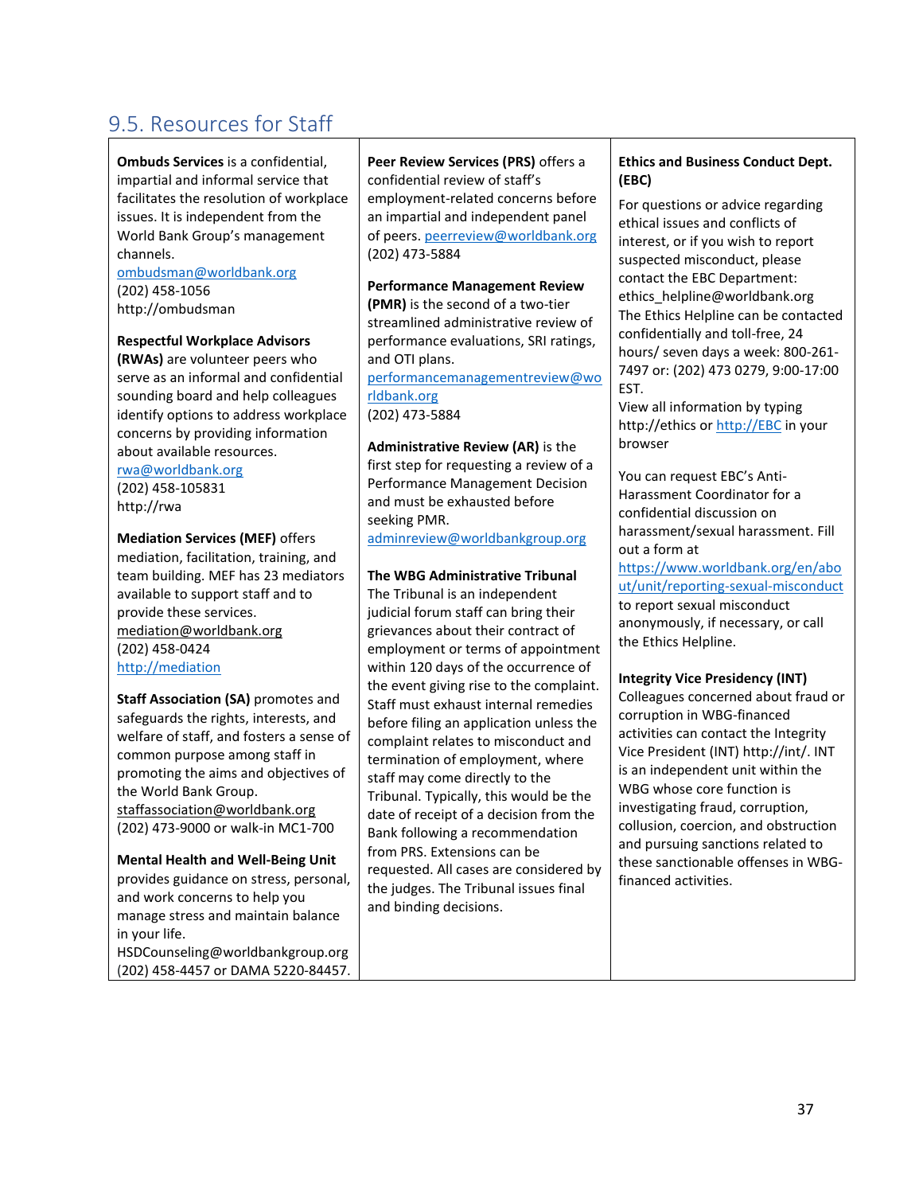## 9.5. Resources for Staff

**Ombuds Services** is a confidential, impartial and informal service that facilitates the resolution of workplace issues. It is independent from the World Bank Group's management channels.
ombudsman@worldbank.org
(202) 458-1056
http://ombudsman

**Respectful Workplace Advisors (RWAs)** are volunteer peers who serve as an informal and confidential sounding board and help colleagues identify options to address workplace concerns by providing information about available resources.
rwa@worldbank.org
(202) 458-105831
http://rwa

**Mediation Services (MEF)** offers mediation, facilitation, training, and team building. MEF has 23 mediators available to support staff and to provide these services.
mediation@worldbank.org
(202) 458-0424
http://mediation

**Staff Association (SA)** promotes and safeguards the rights, interests, and welfare of staff, and fosters a sense of common purpose among staff in promoting the aims and objectives of the World Bank Group.
staffassociation@worldbank.org
(202) 473-9000 or walk-in MC1-700

**Mental Health and Well-Being Unit** provides guidance on stress, personal, and work concerns to help you manage stress and maintain balance in your life.
HSDCounseling@worldbankgroup.org
(202) 458-4457 or DAMA 5220-84457.

**Peer Review Services (PRS)** offers a confidential review of staff's employment-related concerns before an impartial and independent panel of peers. peerreview@worldbank.org
(202) 473-5884

**Performance Management Review (PMR)** is the second of a two-tier streamlined administrative review of performance evaluations, SRI ratings, and OTI plans.
performancemanagementreview@worldbank.org
(202) 473-5884

**Administrative Review (AR)** is the first step for requesting a review of a Performance Management Decision and must be exhausted before seeking PMR.
adminreview@worldbankgroup.org

**The WBG Administrative Tribunal**
The Tribunal is an independent judicial forum staff can bring their grievances about their contract of employment or terms of appointment within 120 days of the occurrence of the event giving rise to the complaint. Staff must exhaust internal remedies before filing an application unless the complaint relates to misconduct and termination of employment, where staff may come directly to the Tribunal. Typically, this would be the date of receipt of a decision from the Bank following a recommendation from PRS. Extensions can be requested. All cases are considered by the judges. The Tribunal issues final and binding decisions.

**Ethics and Business Conduct Dept. (EBC)**

For questions or advice regarding ethical issues and conflicts of interest, or if you wish to report suspected misconduct, please contact the EBC Department:
ethics_helpline@worldbank.org
The Ethics Helpline can be contacted confidentially and toll-free, 24 hours/ seven days a week: 800-261-7497 or: (202) 473 0279, 9:00-17:00 EST.
View all information by typing http://ethics or http://EBC in your browser

You can request EBC's Anti-Harassment Coordinator for a confidential discussion on harassment/sexual harassment. Fill out a form at https://www.worldbank.org/en/about/unit/reporting-sexual-misconduct to report sexual misconduct anonymously, if necessary, or call the Ethics Helpline.

**Integrity Vice Presidency (INT)**
Colleagues concerned about fraud or corruption in WBG-financed activities can contact the Integrity Vice President (INT) http://int/. INT is an independent unit within the WBG whose core function is investigating fraud, corruption, collusion, coercion, and obstruction and pursuing sanctions related to these sanctionable offenses in WBG-financed activities.